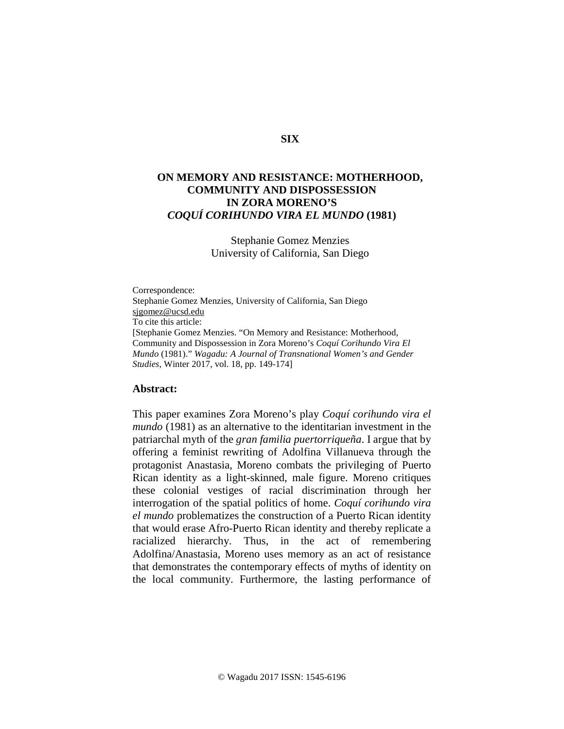SIX

# ON MEMORY AND RESISTANCE: MOTHERHOOD, COMMUNITY AND DISPOSSESSION IN ZORA MORENO'S *COQUÍ CORIHUNDO VIRA EL MUNDO* (1981)

Stephanie Gomez Menzies
University of California, San Diego

Correspondence:
Stephanie Gomez Menzies, University of California, San Diego
sjgomez@ucsd.edu
To cite this article:
[Stephanie Gomez Menzies. "On Memory and Resistance: Motherhood, Community and Dispossession in Zora Moreno's *Coquí Corihundo Vira El Mundo* (1981)." *Wagadu: A Journal of Transnational Women's and Gender Studies*, Winter 2017, vol. 18, pp. 149-174]

## Abstract:

This paper examines Zora Moreno's play *Coquí corihundo vira el mundo* (1981) as an alternative to the identitarian investment in the patriarchal myth of the *gran familia puertorriqueña*. I argue that by offering a feminist rewriting of Adolfina Villanueva through the protagonist Anastasia, Moreno combats the privileging of Puerto Rican identity as a light-skinned, male figure. Moreno critiques these colonial vestiges of racial discrimination through her interrogation of the spatial politics of home. *Coquí corihundo vira el mundo* problematizes the construction of a Puerto Rican identity that would erase Afro-Puerto Rican identity and thereby replicate a racialized hierarchy. Thus, in the act of remembering Adolfina/Anastasia, Moreno uses memory as an act of resistance that demonstrates the contemporary effects of myths of identity on the local community. Furthermore, the lasting performance of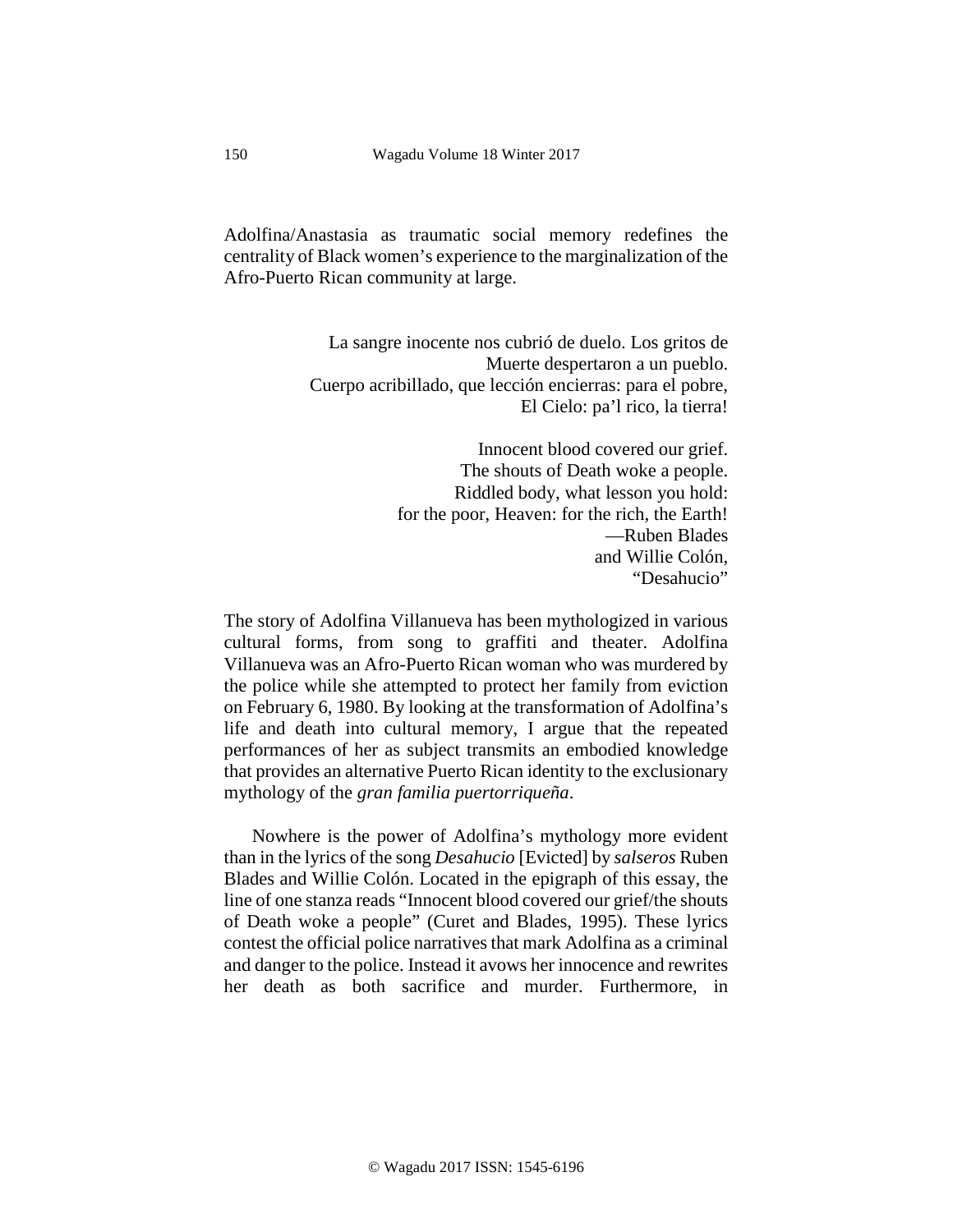Adolfina/Anastasia as traumatic social memory redefines the centrality of Black women's experience to the marginalization of the Afro-Puerto Rican community at large.

> La sangre inocente nos cubrió de duelo. Los gritos de
> Muerte despertaron a un pueblo.
> Cuerpo acribillado, que lección encierras: para el pobre,
> El Cielo: pa'l rico, la tierra!
>
> Innocent blood covered our grief.
> The shouts of Death woke a people.
> Riddled body, what lesson you hold:
> for the poor, Heaven: for the rich, the Earth!
> —Ruben Blades
> and Willie Colón,
> "Desahucio"

The story of Adolfina Villanueva has been mythologized in various cultural forms, from song to graffiti and theater. Adolfina Villanueva was an Afro-Puerto Rican woman who was murdered by the police while she attempted to protect her family from eviction on February 6, 1980. By looking at the transformation of Adolfina's life and death into cultural memory, I argue that the repeated performances of her as subject transmits an embodied knowledge that provides an alternative Puerto Rican identity to the exclusionary mythology of the *gran familia puertorriqueña*.

Nowhere is the power of Adolfina's mythology more evident than in the lyrics of the song *Desahucio* [Evicted] by *salseros* Ruben Blades and Willie Colón. Located in the epigraph of this essay, the line of one stanza reads "Innocent blood covered our grief/the shouts of Death woke a people" (Curet and Blades, 1995). These lyrics contest the official police narratives that mark Adolfina as a criminal and danger to the police. Instead it avows her innocence and rewrites her death as both sacrifice and murder. Furthermore, in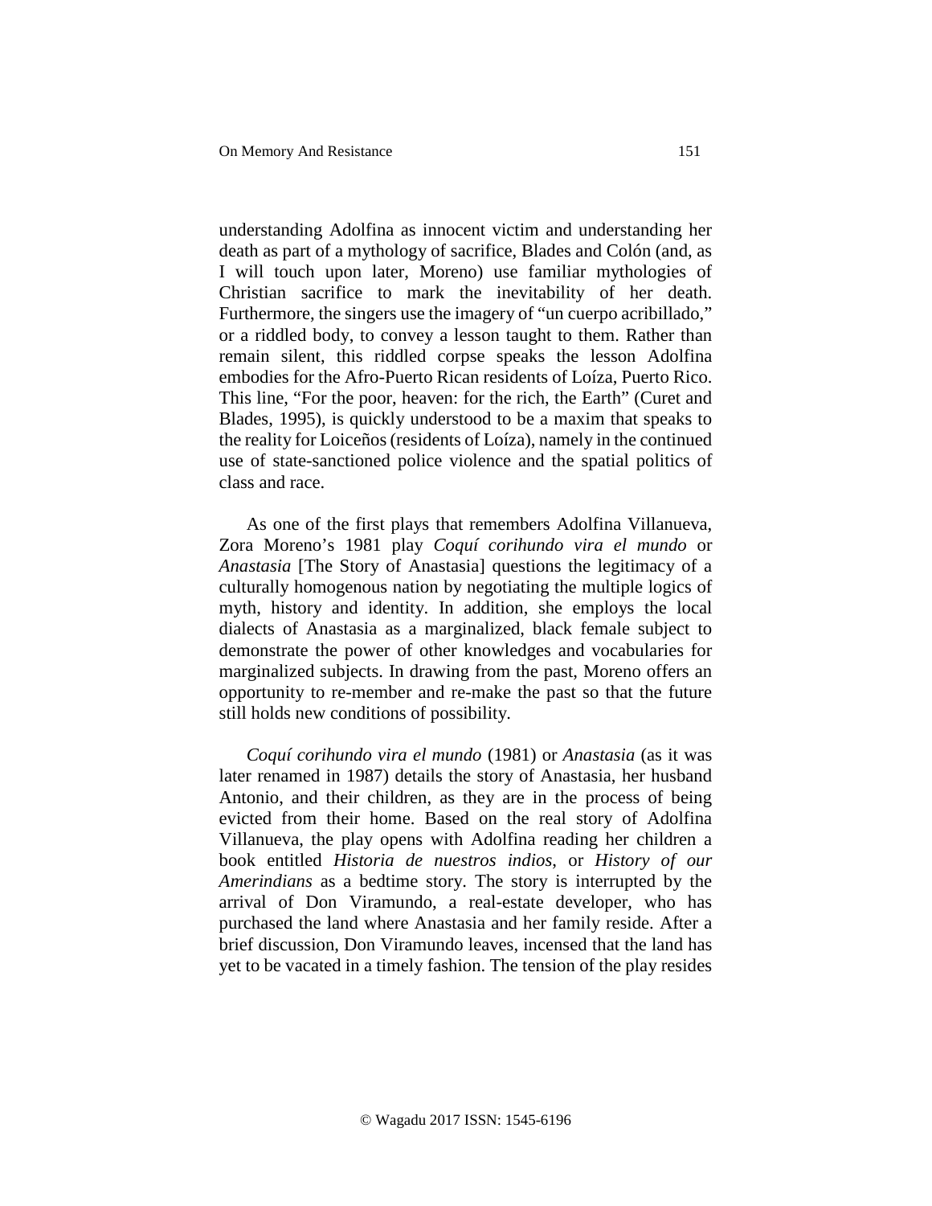understanding Adolfina as innocent victim and understanding her death as part of a mythology of sacrifice, Blades and Colón (and, as I will touch upon later, Moreno) use familiar mythologies of Christian sacrifice to mark the inevitability of her death. Furthermore, the singers use the imagery of "un cuerpo acribillado," or a riddled body, to convey a lesson taught to them. Rather than remain silent, this riddled corpse speaks the lesson Adolfina embodies for the Afro-Puerto Rican residents of Loíza, Puerto Rico. This line, "For the poor, heaven: for the rich, the Earth" (Curet and Blades, 1995), is quickly understood to be a maxim that speaks to the reality for Loiceños (residents of Loíza), namely in the continued use of state-sanctioned police violence and the spatial politics of class and race.

As one of the first plays that remembers Adolfina Villanueva, Zora Moreno's 1981 play *Coquí corihundo vira el mundo* or *Anastasia* [The Story of Anastasia] questions the legitimacy of a culturally homogenous nation by negotiating the multiple logics of myth, history and identity. In addition, she employs the local dialects of Anastasia as a marginalized, black female subject to demonstrate the power of other knowledges and vocabularies for marginalized subjects. In drawing from the past, Moreno offers an opportunity to re-member and re-make the past so that the future still holds new conditions of possibility.

*Coquí corihundo vira el mundo* (1981) or *Anastasia* (as it was later renamed in 1987) details the story of Anastasia, her husband Antonio, and their children, as they are in the process of being evicted from their home. Based on the real story of Adolfina Villanueva, the play opens with Adolfina reading her children a book entitled *Historia de nuestros indios*, or *History of our Amerindians* as a bedtime story. The story is interrupted by the arrival of Don Viramundo, a real-estate developer, who has purchased the land where Anastasia and her family reside. After a brief discussion, Don Viramundo leaves, incensed that the land has yet to be vacated in a timely fashion. The tension of the play resides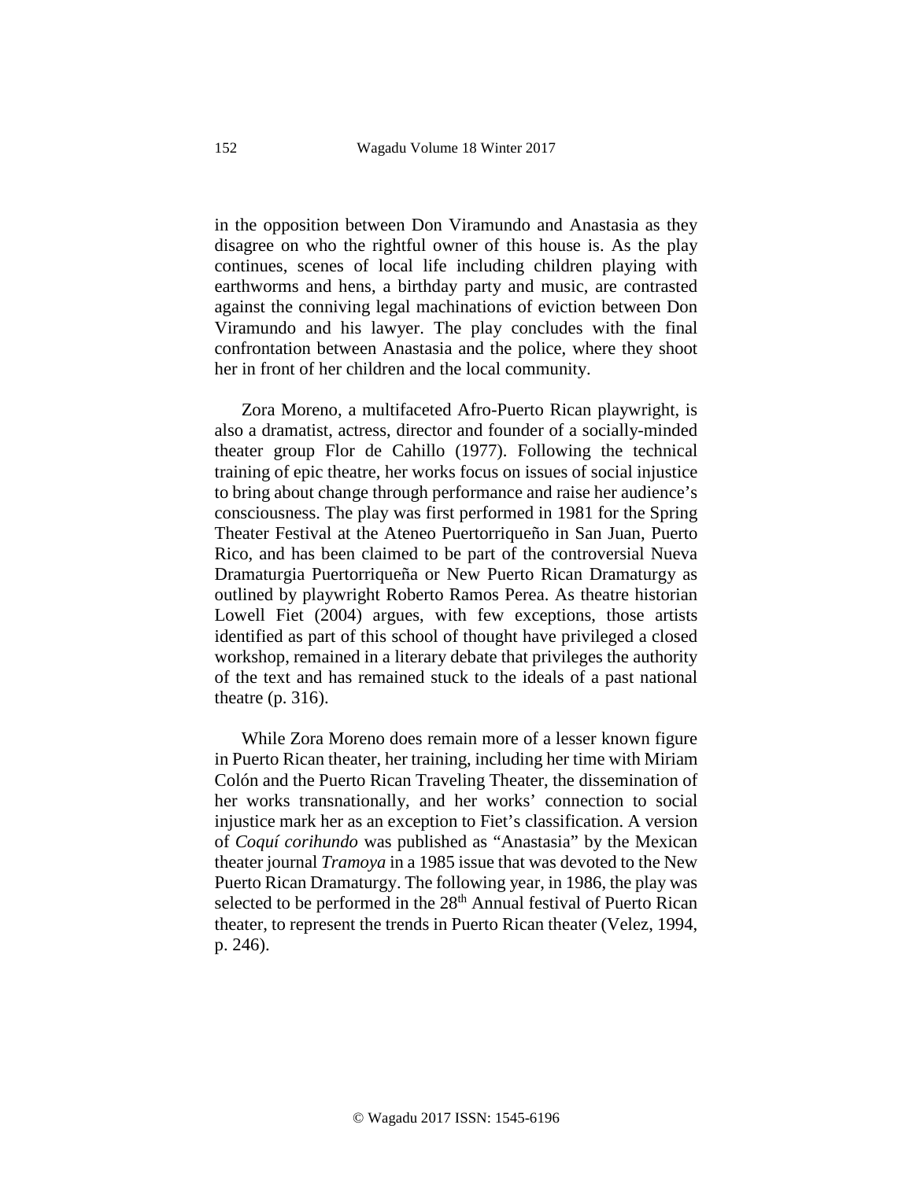in the opposition between Don Viramundo and Anastasia as they disagree on who the rightful owner of this house is. As the play continues, scenes of local life including children playing with earthworms and hens, a birthday party and music, are contrasted against the conniving legal machinations of eviction between Don Viramundo and his lawyer. The play concludes with the final confrontation between Anastasia and the police, where they shoot her in front of her children and the local community.

Zora Moreno, a multifaceted Afro-Puerto Rican playwright, is also a dramatist, actress, director and founder of a socially-minded theater group Flor de Cahillo (1977). Following the technical training of epic theatre, her works focus on issues of social injustice to bring about change through performance and raise her audience's consciousness. The play was first performed in 1981 for the Spring Theater Festival at the Ateneo Puertorriqueño in San Juan, Puerto Rico, and has been claimed to be part of the controversial Nueva Dramaturgia Puertorriqueña or New Puerto Rican Dramaturgy as outlined by playwright Roberto Ramos Perea. As theatre historian Lowell Fiet (2004) argues, with few exceptions, those artists identified as part of this school of thought have privileged a closed workshop, remained in a literary debate that privileges the authority of the text and has remained stuck to the ideals of a past national theatre (p. 316).

While Zora Moreno does remain more of a lesser known figure in Puerto Rican theater, her training, including her time with Miriam Colón and the Puerto Rican Traveling Theater, the dissemination of her works transnationally, and her works' connection to social injustice mark her as an exception to Fiet's classification. A version of *Coquí corihundo* was published as "Anastasia" by the Mexican theater journal *Tramoya* in a 1985 issue that was devoted to the New Puerto Rican Dramaturgy. The following year, in 1986, the play was selected to be performed in the 28th Annual festival of Puerto Rican theater, to represent the trends in Puerto Rican theater (Velez, 1994, p. 246).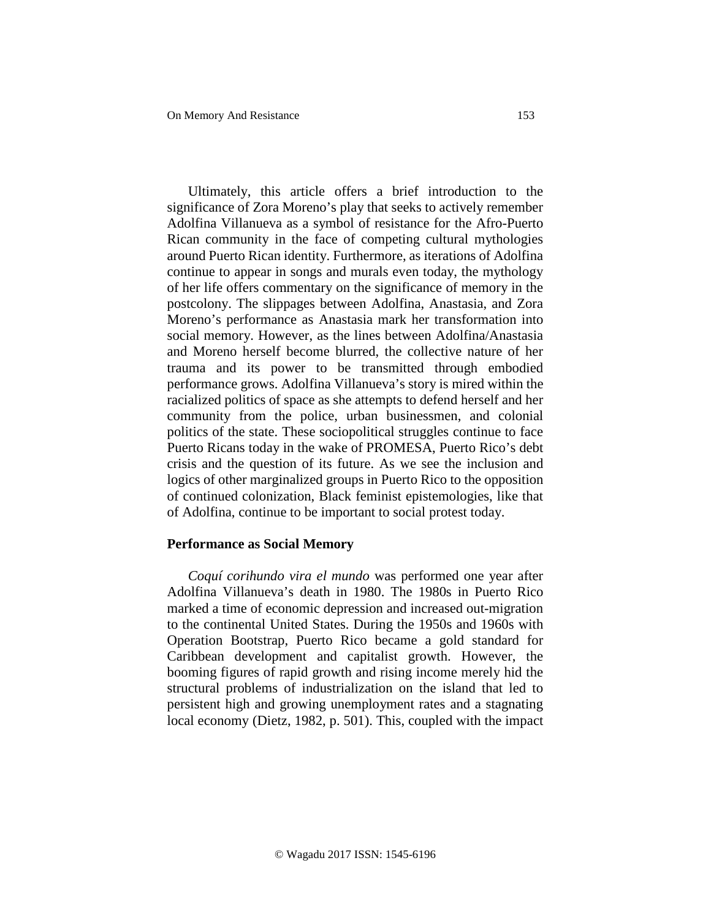Ultimately, this article offers a brief introduction to the significance of Zora Moreno's play that seeks to actively remember Adolfina Villanueva as a symbol of resistance for the Afro-Puerto Rican community in the face of competing cultural mythologies around Puerto Rican identity. Furthermore, as iterations of Adolfina continue to appear in songs and murals even today, the mythology of her life offers commentary on the significance of memory in the postcolony. The slippages between Adolfina, Anastasia, and Zora Moreno's performance as Anastasia mark her transformation into social memory. However, as the lines between Adolfina/Anastasia and Moreno herself become blurred, the collective nature of her trauma and its power to be transmitted through embodied performance grows. Adolfina Villanueva's story is mired within the racialized politics of space as she attempts to defend herself and her community from the police, urban businessmen, and colonial politics of the state. These sociopolitical struggles continue to face Puerto Ricans today in the wake of PROMESA, Puerto Rico's debt crisis and the question of its future. As we see the inclusion and logics of other marginalized groups in Puerto Rico to the opposition of continued colonization, Black feminist epistemologies, like that of Adolfina, continue to be important to social protest today.

## Performance as Social Memory

*Coquí corihundo vira el mundo* was performed one year after Adolfina Villanueva's death in 1980. The 1980s in Puerto Rico marked a time of economic depression and increased out-migration to the continental United States. During the 1950s and 1960s with Operation Bootstrap, Puerto Rico became a gold standard for Caribbean development and capitalist growth. However, the booming figures of rapid growth and rising income merely hid the structural problems of industrialization on the island that led to persistent high and growing unemployment rates and a stagnating local economy (Dietz, 1982, p. 501). This, coupled with the impact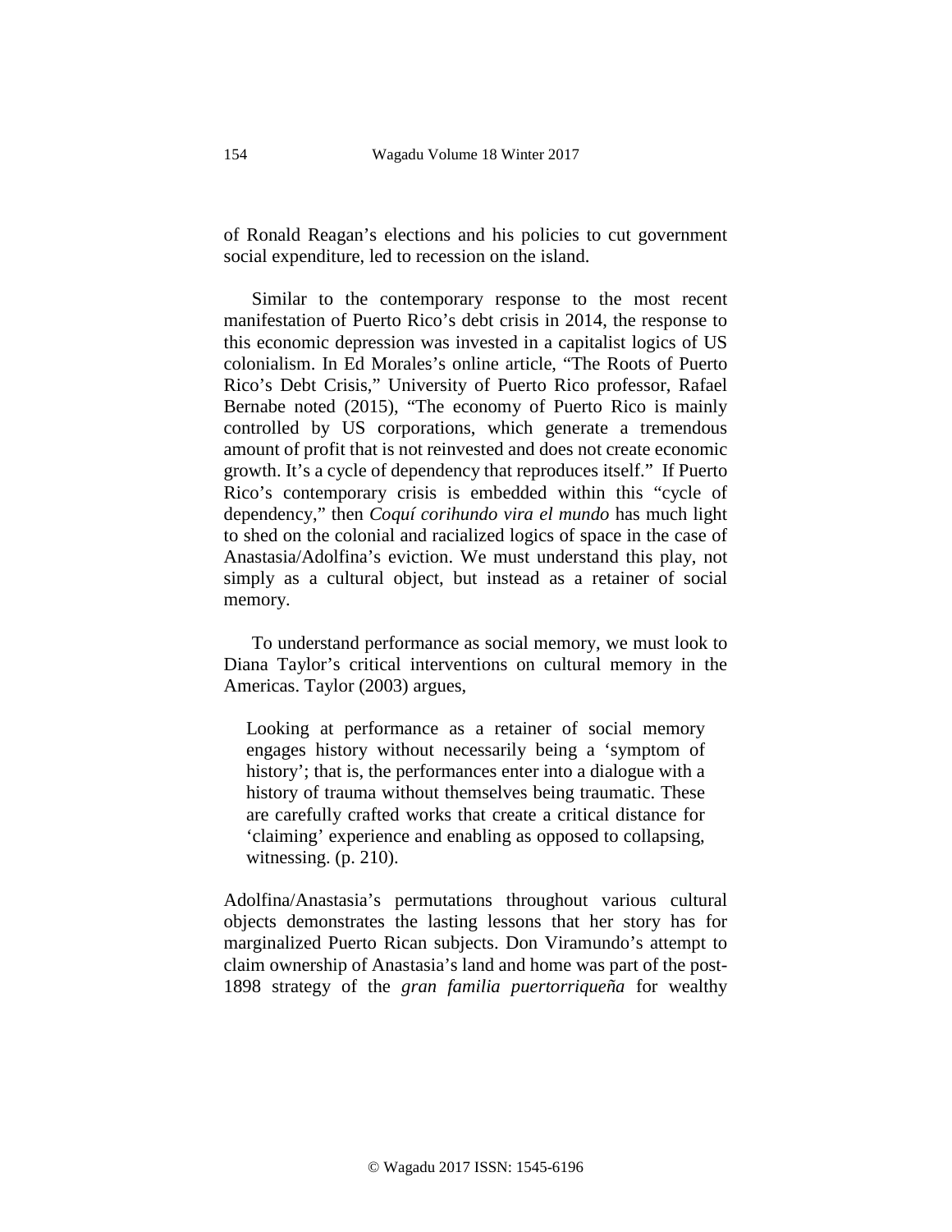of Ronald Reagan's elections and his policies to cut government social expenditure, led to recession on the island.

Similar to the contemporary response to the most recent manifestation of Puerto Rico's debt crisis in 2014, the response to this economic depression was invested in a capitalist logics of US colonialism. In Ed Morales's online article, "The Roots of Puerto Rico's Debt Crisis," University of Puerto Rico professor, Rafael Bernabe noted (2015), "The economy of Puerto Rico is mainly controlled by US corporations, which generate a tremendous amount of profit that is not reinvested and does not create economic growth. It's a cycle of dependency that reproduces itself." If Puerto Rico's contemporary crisis is embedded within this "cycle of dependency," then *Coquí corihundo vira el mundo* has much light to shed on the colonial and racialized logics of space in the case of Anastasia/Adolfina's eviction. We must understand this play, not simply as a cultural object, but instead as a retainer of social memory.

To understand performance as social memory, we must look to Diana Taylor's critical interventions on cultural memory in the Americas. Taylor (2003) argues,

> Looking at performance as a retainer of social memory engages history without necessarily being a 'symptom of history'; that is, the performances enter into a dialogue with a history of trauma without themselves being traumatic. These are carefully crafted works that create a critical distance for 'claiming' experience and enabling as opposed to collapsing, witnessing. (p. 210).

Adolfina/Anastasia's permutations throughout various cultural objects demonstrates the lasting lessons that her story has for marginalized Puerto Rican subjects. Don Viramundo's attempt to claim ownership of Anastasia's land and home was part of the post-1898 strategy of the *gran familia puertorriqueña* for wealthy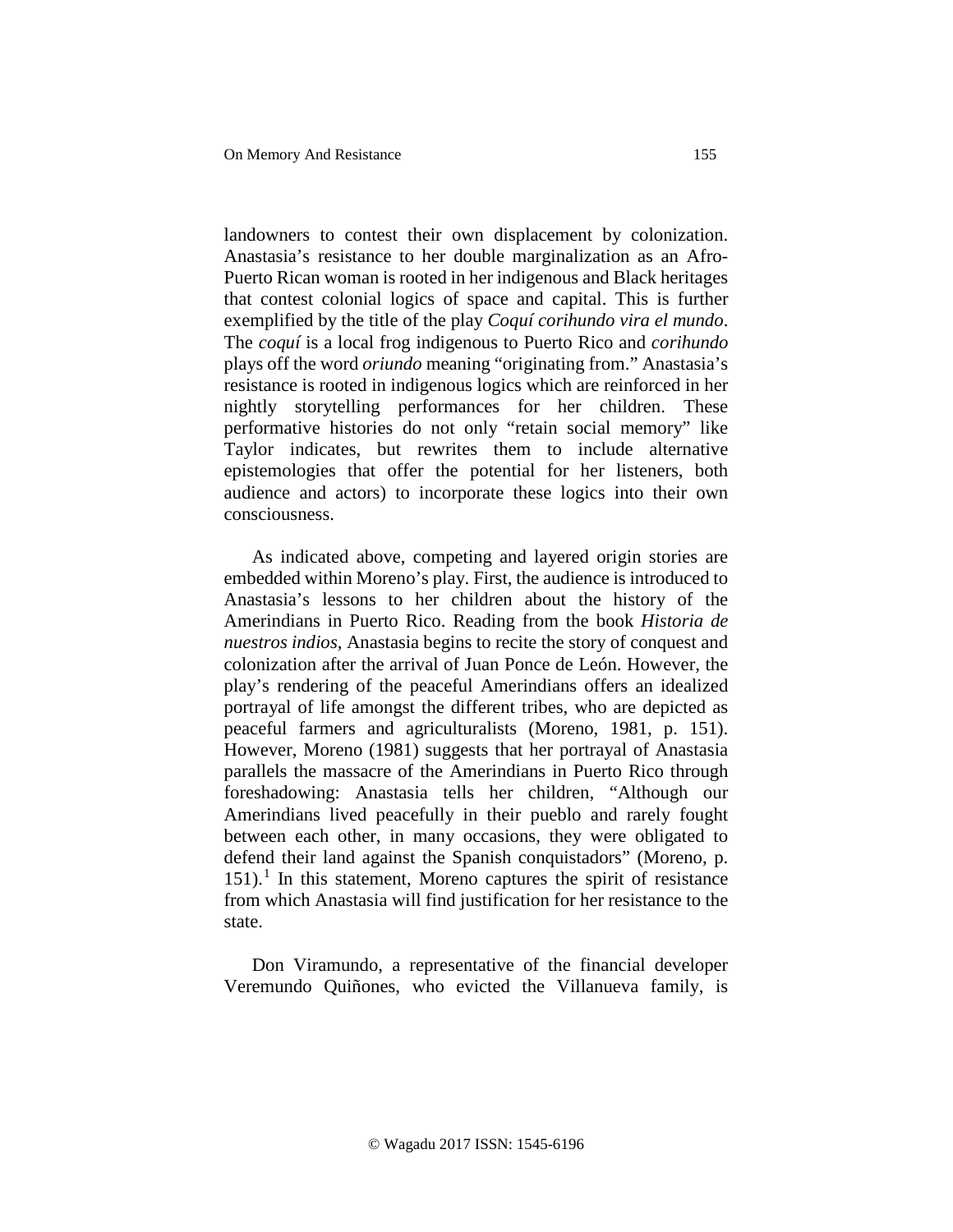landowners to contest their own displacement by colonization. Anastasia's resistance to her double marginalization as an Afro-Puerto Rican woman is rooted in her indigenous and Black heritages that contest colonial logics of space and capital. This is further exemplified by the title of the play *Coquí corihundo vira el mundo*. The *coquí* is a local frog indigenous to Puerto Rico and *corihundo* plays off the word *oriundo* meaning "originating from." Anastasia's resistance is rooted in indigenous logics which are reinforced in her nightly storytelling performances for her children. These performative histories do not only "retain social memory" like Taylor indicates, but rewrites them to include alternative epistemologies that offer the potential for her listeners, both audience and actors) to incorporate these logics into their own consciousness.

As indicated above, competing and layered origin stories are embedded within Moreno's play. First, the audience is introduced to Anastasia's lessons to her children about the history of the Amerindians in Puerto Rico. Reading from the book *Historia de nuestros indios*, Anastasia begins to recite the story of conquest and colonization after the arrival of Juan Ponce de León. However, the play's rendering of the peaceful Amerindians offers an idealized portrayal of life amongst the different tribes, who are depicted as peaceful farmers and agriculturalists (Moreno, 1981, p. 151). However, Moreno (1981) suggests that her portrayal of Anastasia parallels the massacre of the Amerindians in Puerto Rico through foreshadowing: Anastasia tells her children, "Although our Amerindians lived peacefully in their pueblo and rarely fought between each other, in many occasions, they were obligated to defend their land against the Spanish conquistadors" (Moreno, p. 151).[1] In this statement, Moreno captures the spirit of resistance from which Anastasia will find justification for her resistance to the state.

Don Viramundo, a representative of the financial developer Veremundo Quiñones, who evicted the Villanueva family, is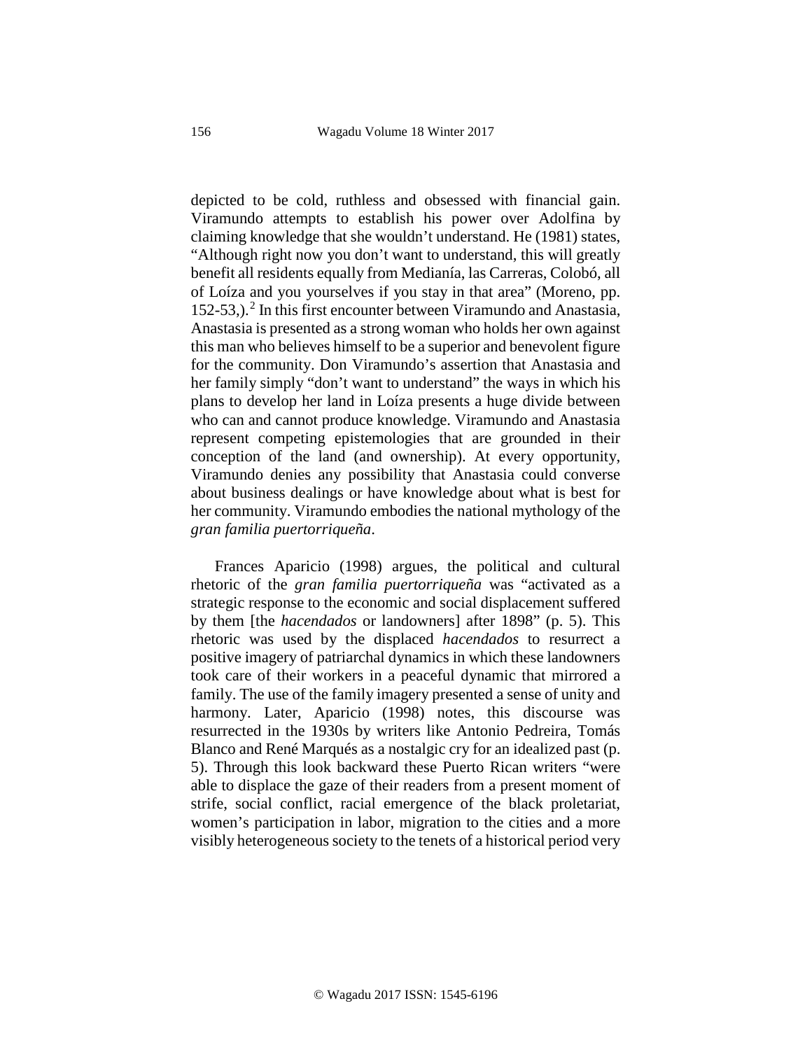depicted to be cold, ruthless and obsessed with financial gain. Viramundo attempts to establish his power over Adolfina by claiming knowledge that she wouldn't understand. He (1981) states, "Although right now you don't want to understand, this will greatly benefit all residents equally from Medianía, las Carreras, Colobó, all of Loíza and you yourselves if you stay in that area" (Moreno, pp. 152-53,).[2] In this first encounter between Viramundo and Anastasia, Anastasia is presented as a strong woman who holds her own against this man who believes himself to be a superior and benevolent figure for the community. Don Viramundo's assertion that Anastasia and her family simply "don't want to understand" the ways in which his plans to develop her land in Loíza presents a huge divide between who can and cannot produce knowledge. Viramundo and Anastasia represent competing epistemologies that are grounded in their conception of the land (and ownership). At every opportunity, Viramundo denies any possibility that Anastasia could converse about business dealings or have knowledge about what is best for her community. Viramundo embodies the national mythology of the *gran familia puertorriqueña*.

Frances Aparicio (1998) argues, the political and cultural rhetoric of the *gran familia puertorriqueña* was "activated as a strategic response to the economic and social displacement suffered by them [the *hacendados* or landowners] after 1898" (p. 5). This rhetoric was used by the displaced *hacendados* to resurrect a positive imagery of patriarchal dynamics in which these landowners took care of their workers in a peaceful dynamic that mirrored a family. The use of the family imagery presented a sense of unity and harmony. Later, Aparicio (1998) notes, this discourse was resurrected in the 1930s by writers like Antonio Pedreira, Tomás Blanco and René Marqués as a nostalgic cry for an idealized past (p. 5). Through this look backward these Puerto Rican writers "were able to displace the gaze of their readers from a present moment of strife, social conflict, racial emergence of the black proletariat, women's participation in labor, migration to the cities and a more visibly heterogeneous society to the tenets of a historical period very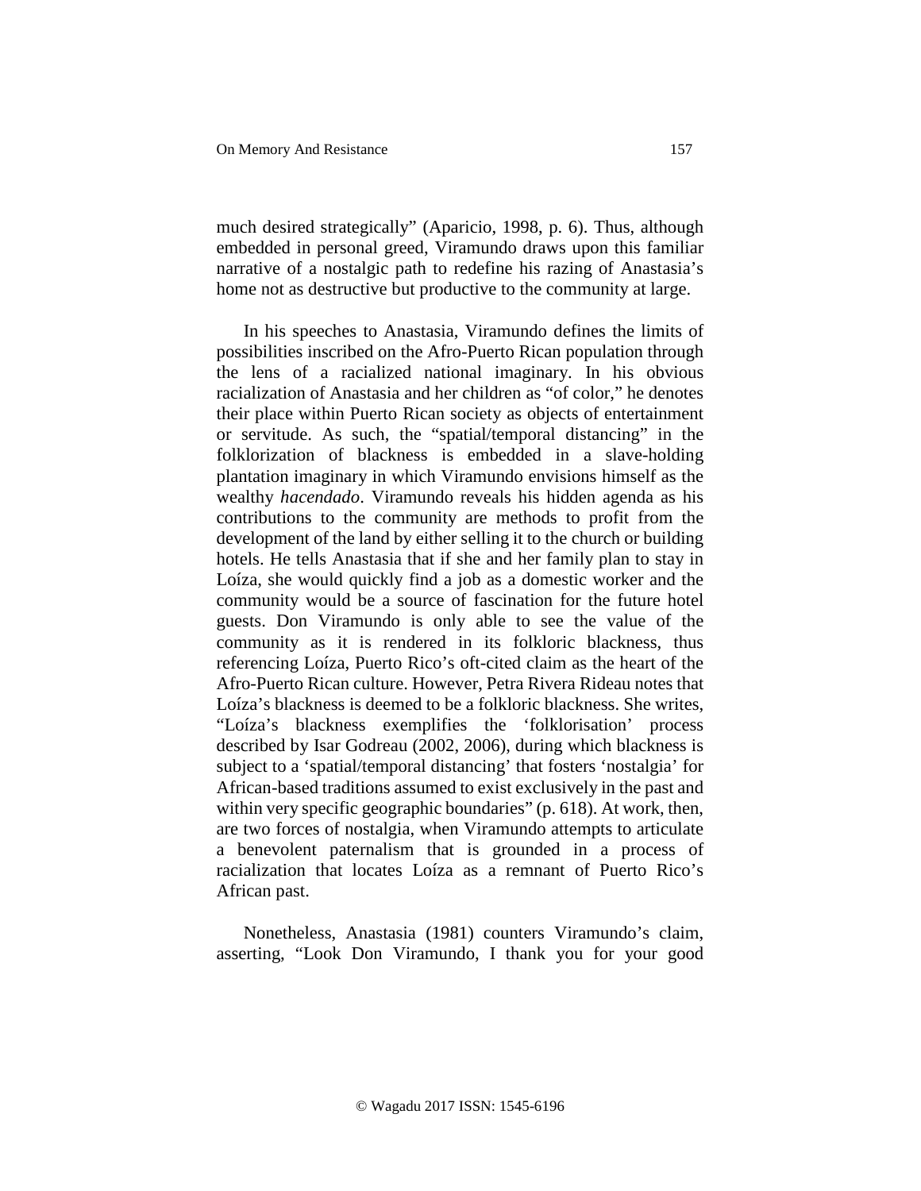much desired strategically" (Aparicio, 1998, p. 6). Thus, although embedded in personal greed, Viramundo draws upon this familiar narrative of a nostalgic path to redefine his razing of Anastasia's home not as destructive but productive to the community at large.

In his speeches to Anastasia, Viramundo defines the limits of possibilities inscribed on the Afro-Puerto Rican population through the lens of a racialized national imaginary. In his obvious racialization of Anastasia and her children as "of color," he denotes their place within Puerto Rican society as objects of entertainment or servitude. As such, the "spatial/temporal distancing" in the folklorization of blackness is embedded in a slave-holding plantation imaginary in which Viramundo envisions himself as the wealthy *hacendado*. Viramundo reveals his hidden agenda as his contributions to the community are methods to profit from the development of the land by either selling it to the church or building hotels. He tells Anastasia that if she and her family plan to stay in Loíza, she would quickly find a job as a domestic worker and the community would be a source of fascination for the future hotel guests. Don Viramundo is only able to see the value of the community as it is rendered in its folkloric blackness, thus referencing Loíza, Puerto Rico's oft-cited claim as the heart of the Afro-Puerto Rican culture. However, Petra Rivera Rideau notes that Loíza's blackness is deemed to be a folkloric blackness. She writes, "Loíza's blackness exemplifies the 'folklorisation' process described by Isar Godreau (2002, 2006), during which blackness is subject to a 'spatial/temporal distancing' that fosters 'nostalgia' for African-based traditions assumed to exist exclusively in the past and within very specific geographic boundaries" (p. 618). At work, then, are two forces of nostalgia, when Viramundo attempts to articulate a benevolent paternalism that is grounded in a process of racialization that locates Loíza as a remnant of Puerto Rico's African past.

Nonetheless, Anastasia (1981) counters Viramundo's claim, asserting, "Look Don Viramundo, I thank you for your good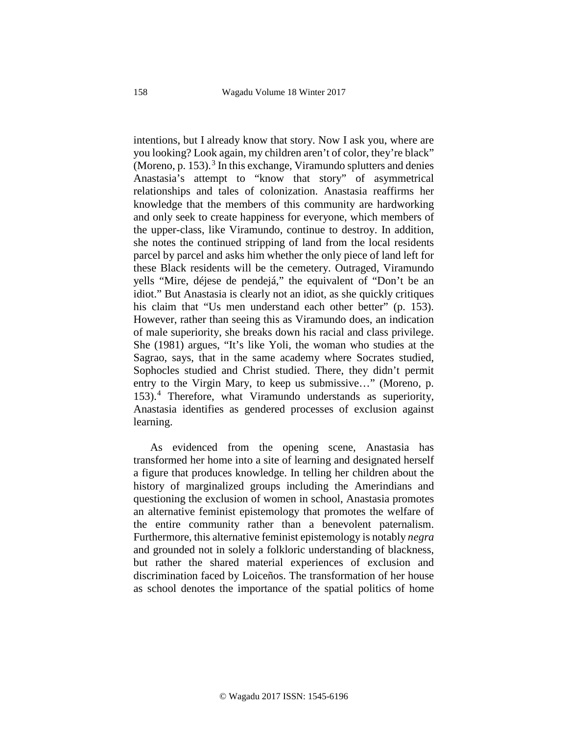intentions, but I already know that story. Now I ask you, where are you looking? Look again, my children aren't of color, they're black" (Moreno, p. 153).[3] In this exchange, Viramundo splutters and denies Anastasia's attempt to "know that story" of asymmetrical relationships and tales of colonization. Anastasia reaffirms her knowledge that the members of this community are hardworking and only seek to create happiness for everyone, which members of the upper-class, like Viramundo, continue to destroy. In addition, she notes the continued stripping of land from the local residents parcel by parcel and asks him whether the only piece of land left for these Black residents will be the cemetery. Outraged, Viramundo yells "Mire, déjese de pendejá," the equivalent of "Don't be an idiot." But Anastasia is clearly not an idiot, as she quickly critiques his claim that "Us men understand each other better" (p. 153). However, rather than seeing this as Viramundo does, an indication of male superiority, she breaks down his racial and class privilege. She (1981) argues, "It's like Yoli, the woman who studies at the Sagrao, says, that in the same academy where Socrates studied, Sophocles studied and Christ studied. There, they didn't permit entry to the Virgin Mary, to keep us submissive…" (Moreno, p. 153).[4] Therefore, what Viramundo understands as superiority, Anastasia identifies as gendered processes of exclusion against learning.

As evidenced from the opening scene, Anastasia has transformed her home into a site of learning and designated herself a figure that produces knowledge. In telling her children about the history of marginalized groups including the Amerindians and questioning the exclusion of women in school, Anastasia promotes an alternative feminist epistemology that promotes the welfare of the entire community rather than a benevolent paternalism. Furthermore, this alternative feminist epistemology is notably *negra* and grounded not in solely a folkloric understanding of blackness, but rather the shared material experiences of exclusion and discrimination faced by Loiceños. The transformation of her house as school denotes the importance of the spatial politics of home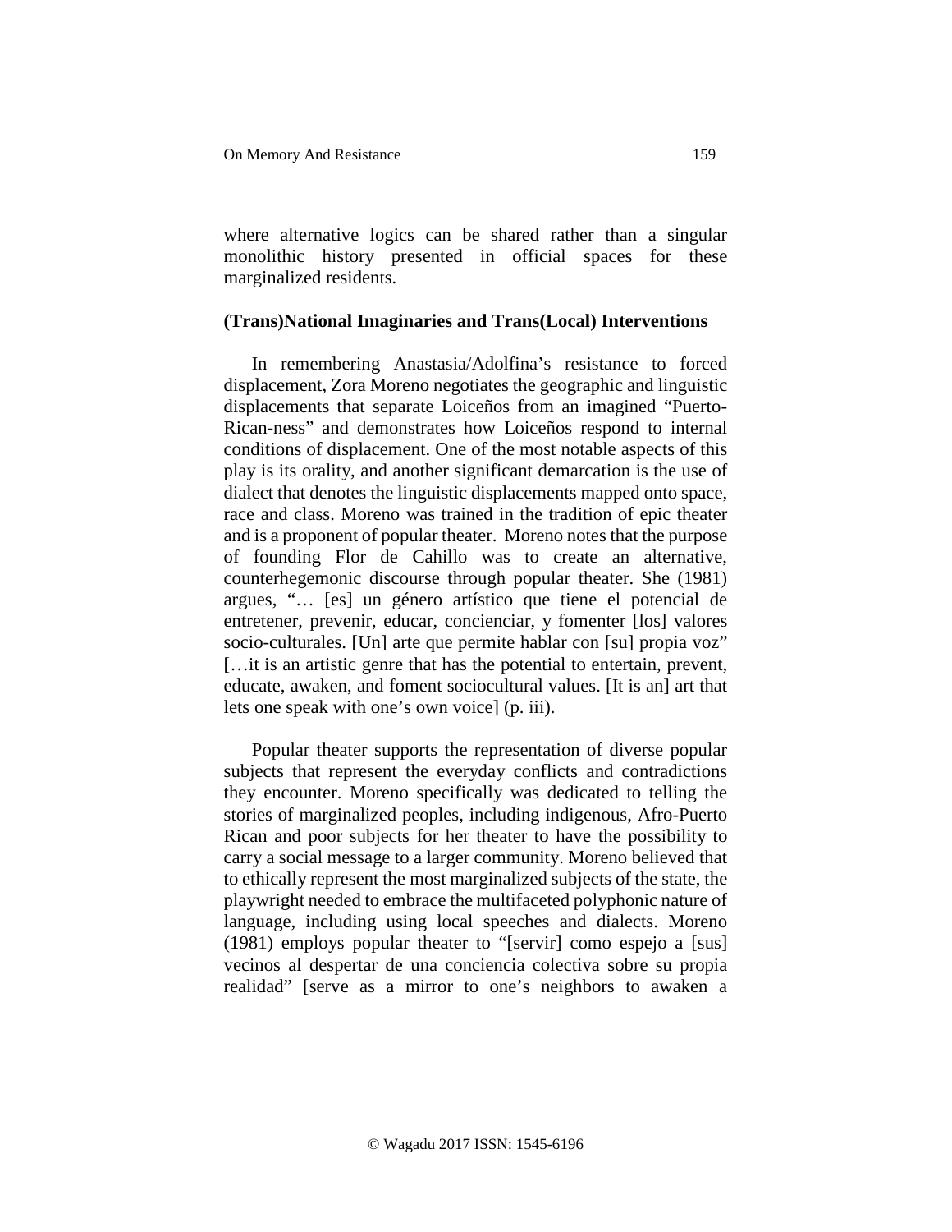where alternative logics can be shared rather than a singular monolithic history presented in official spaces for these marginalized residents.

## (Trans)National Imaginaries and Trans(Local) Interventions

In remembering Anastasia/Adolfina's resistance to forced displacement, Zora Moreno negotiates the geographic and linguistic displacements that separate Loiceños from an imagined "Puerto-Rican-ness" and demonstrates how Loiceños respond to internal conditions of displacement. One of the most notable aspects of this play is its orality, and another significant demarcation is the use of dialect that denotes the linguistic displacements mapped onto space, race and class. Moreno was trained in the tradition of epic theater and is a proponent of popular theater. Moreno notes that the purpose of founding Flor de Cahillo was to create an alternative, counterhegemonic discourse through popular theater. She (1981) argues, "… [es] un género artístico que tiene el potencial de entretener, prevenir, educar, concienciar, y fomenter [los] valores socio-culturales. [Un] arte que permite hablar con [su] propia voz" […it is an artistic genre that has the potential to entertain, prevent, educate, awaken, and foment sociocultural values. [It is an] art that lets one speak with one's own voice] (p. iii).

Popular theater supports the representation of diverse popular subjects that represent the everyday conflicts and contradictions they encounter. Moreno specifically was dedicated to telling the stories of marginalized peoples, including indigenous, Afro-Puerto Rican and poor subjects for her theater to have the possibility to carry a social message to a larger community. Moreno believed that to ethically represent the most marginalized subjects of the state, the playwright needed to embrace the multifaceted polyphonic nature of language, including using local speeches and dialects. Moreno (1981) employs popular theater to "[servir] como espejo a [sus] vecinos al despertar de una conciencia colectiva sobre su propia realidad" [serve as a mirror to one's neighbors to awaken a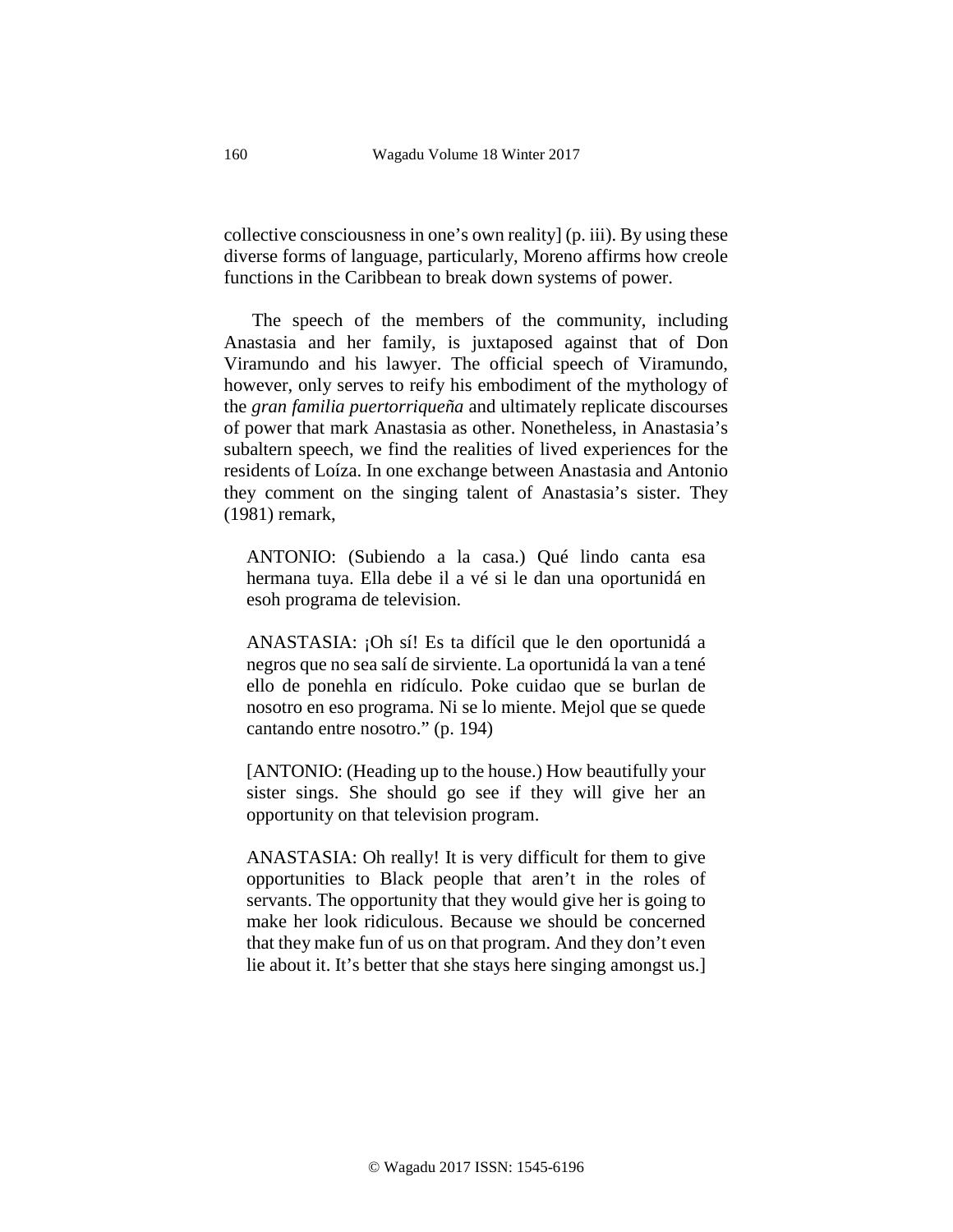collective consciousness in one's own reality] (p. iii). By using these diverse forms of language, particularly, Moreno affirms how creole functions in the Caribbean to break down systems of power.

The speech of the members of the community, including Anastasia and her family, is juxtaposed against that of Don Viramundo and his lawyer. The official speech of Viramundo, however, only serves to reify his embodiment of the mythology of the *gran familia puertorriqueña* and ultimately replicate discourses of power that mark Anastasia as other. Nonetheless, in Anastasia's subaltern speech, we find the realities of lived experiences for the residents of Loíza. In one exchange between Anastasia and Antonio they comment on the singing talent of Anastasia's sister. They (1981) remark,

> ANTONIO: (Subiendo a la casa.) Qué lindo canta esa hermana tuya. Ella debe il a vé si le dan una oportunidá en esoh programa de television.
>
> ANASTASIA: ¡Oh sí! Es ta difícil que le den oportunidá a negros que no sea salí de sirviente. La oportunidá la van a tené ello de ponehla en ridículo. Poke cuidao que se burlan de nosotro en eso programa. Ni se lo miente. Mejol que se quede cantando entre nosotro." (p. 194)
>
> [ANTONIO: (Heading up to the house.) How beautifully your sister sings. She should go see if they will give her an opportunity on that television program.
>
> ANASTASIA: Oh really! It is very difficult for them to give opportunities to Black people that aren't in the roles of servants. The opportunity that they would give her is going to make her look ridiculous. Because we should be concerned that they make fun of us on that program. And they don't even lie about it. It's better that she stays here singing amongst us.]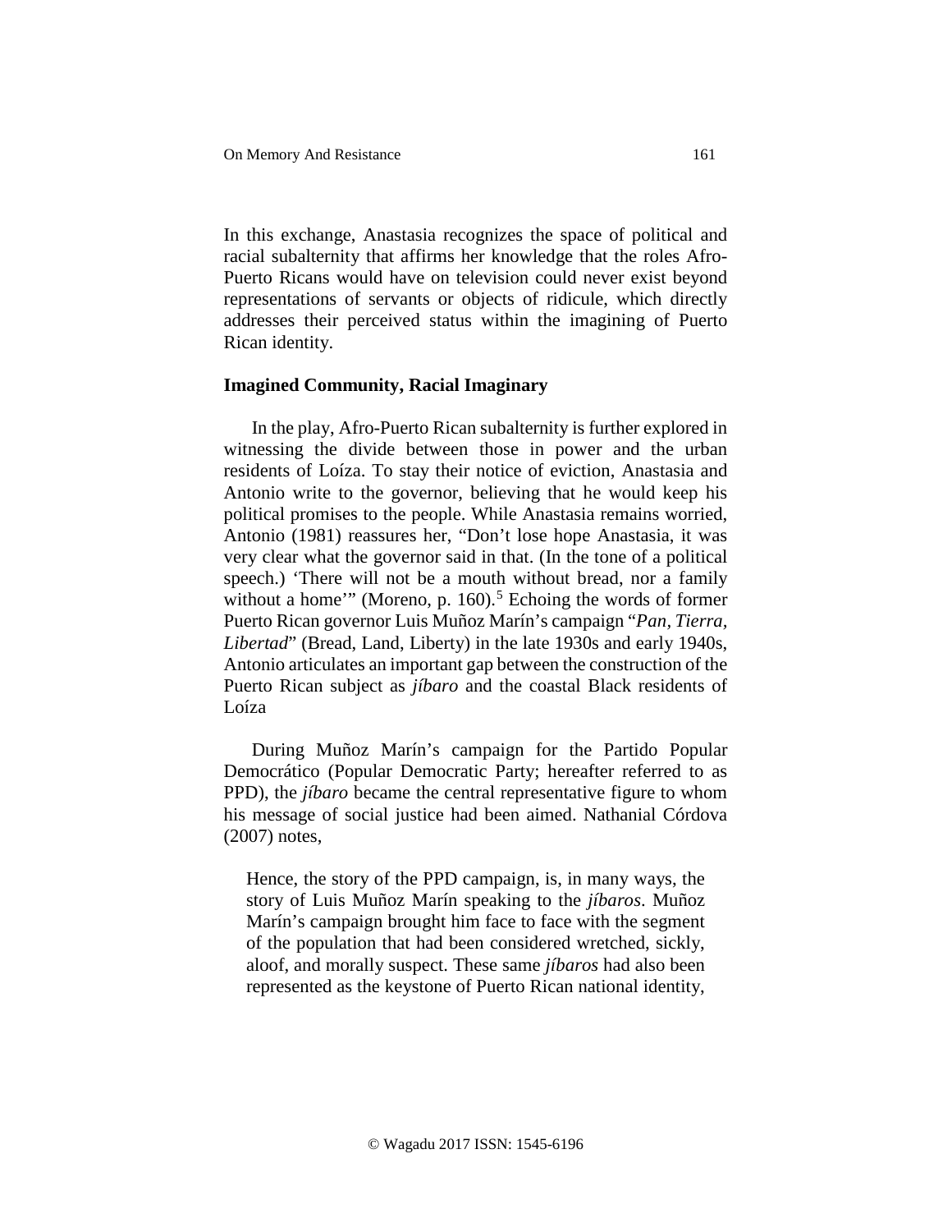In this exchange, Anastasia recognizes the space of political and racial subalternity that affirms her knowledge that the roles Afro-Puerto Ricans would have on television could never exist beyond representations of servants or objects of ridicule, which directly addresses their perceived status within the imagining of Puerto Rican identity.

## Imagined Community, Racial Imaginary

In the play, Afro-Puerto Rican subalternity is further explored in witnessing the divide between those in power and the urban residents of Loíza. To stay their notice of eviction, Anastasia and Antonio write to the governor, believing that he would keep his political promises to the people. While Anastasia remains worried, Antonio (1981) reassures her, "Don't lose hope Anastasia, it was very clear what the governor said in that. (In the tone of a political speech.) 'There will not be a mouth without bread, nor a family without a home'" (Moreno, p. 160).[5] Echoing the words of former Puerto Rican governor Luis Muñoz Marín's campaign "*Pan, Tierra, Libertad*" (Bread, Land, Liberty) in the late 1930s and early 1940s, Antonio articulates an important gap between the construction of the Puerto Rican subject as *jíbaro* and the coastal Black residents of Loíza

During Muñoz Marín's campaign for the Partido Popular Democrático (Popular Democratic Party; hereafter referred to as PPD), the *jíbaro* became the central representative figure to whom his message of social justice had been aimed. Nathanial Córdova (2007) notes,

> Hence, the story of the PPD campaign, is, in many ways, the story of Luis Muñoz Marín speaking to the *jíbaros*. Muñoz Marín's campaign brought him face to face with the segment of the population that had been considered wretched, sickly, aloof, and morally suspect. These same *jíbaros* had also been represented as the keystone of Puerto Rican national identity,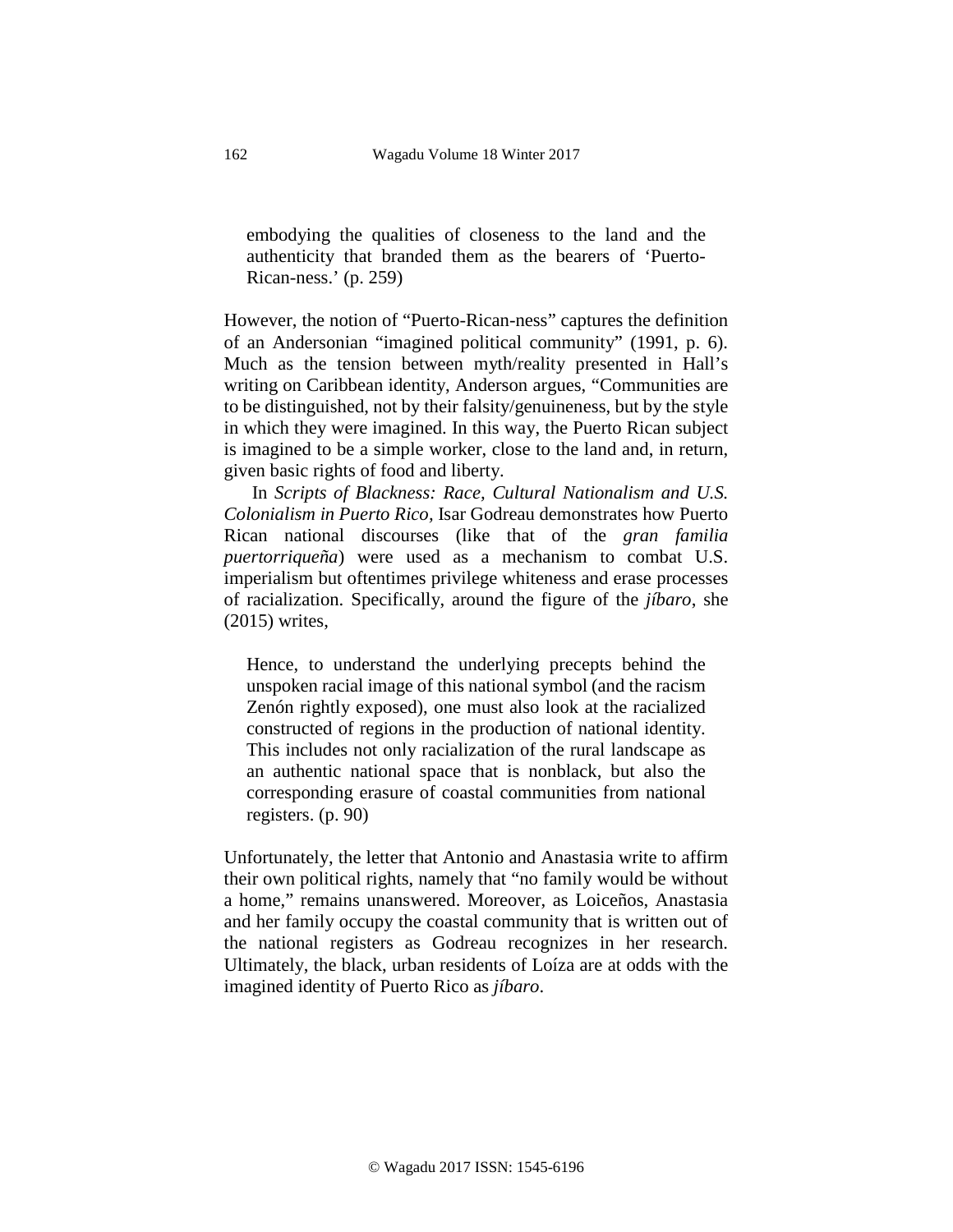> embodying the qualities of closeness to the land and the authenticity that branded them as the bearers of 'Puerto-Rican-ness.' (p. 259)

However, the notion of "Puerto-Rican-ness" captures the definition of an Andersonian "imagined political community" (1991, p. 6). Much as the tension between myth/reality presented in Hall's writing on Caribbean identity, Anderson argues, "Communities are to be distinguished, not by their falsity/genuineness, but by the style in which they were imagined. In this way, the Puerto Rican subject is imagined to be a simple worker, close to the land and, in return, given basic rights of food and liberty.

In *Scripts of Blackness: Race, Cultural Nationalism and U.S. Colonialism in Puerto Rico,* Isar Godreau demonstrates how Puerto Rican national discourses (like that of the *gran familia puertorriqueña*) were used as a mechanism to combat U.S. imperialism but oftentimes privilege whiteness and erase processes of racialization. Specifically, around the figure of the *jíbaro*, she (2015) writes,

> Hence, to understand the underlying precepts behind the unspoken racial image of this national symbol (and the racism Zenón rightly exposed), one must also look at the racialized constructed of regions in the production of national identity. This includes not only racialization of the rural landscape as an authentic national space that is nonblack, but also the corresponding erasure of coastal communities from national registers. (p. 90)

Unfortunately, the letter that Antonio and Anastasia write to affirm their own political rights, namely that "no family would be without a home," remains unanswered. Moreover, as Loiceños, Anastasia and her family occupy the coastal community that is written out of the national registers as Godreau recognizes in her research. Ultimately, the black, urban residents of Loíza are at odds with the imagined identity of Puerto Rico as *jíbaro*.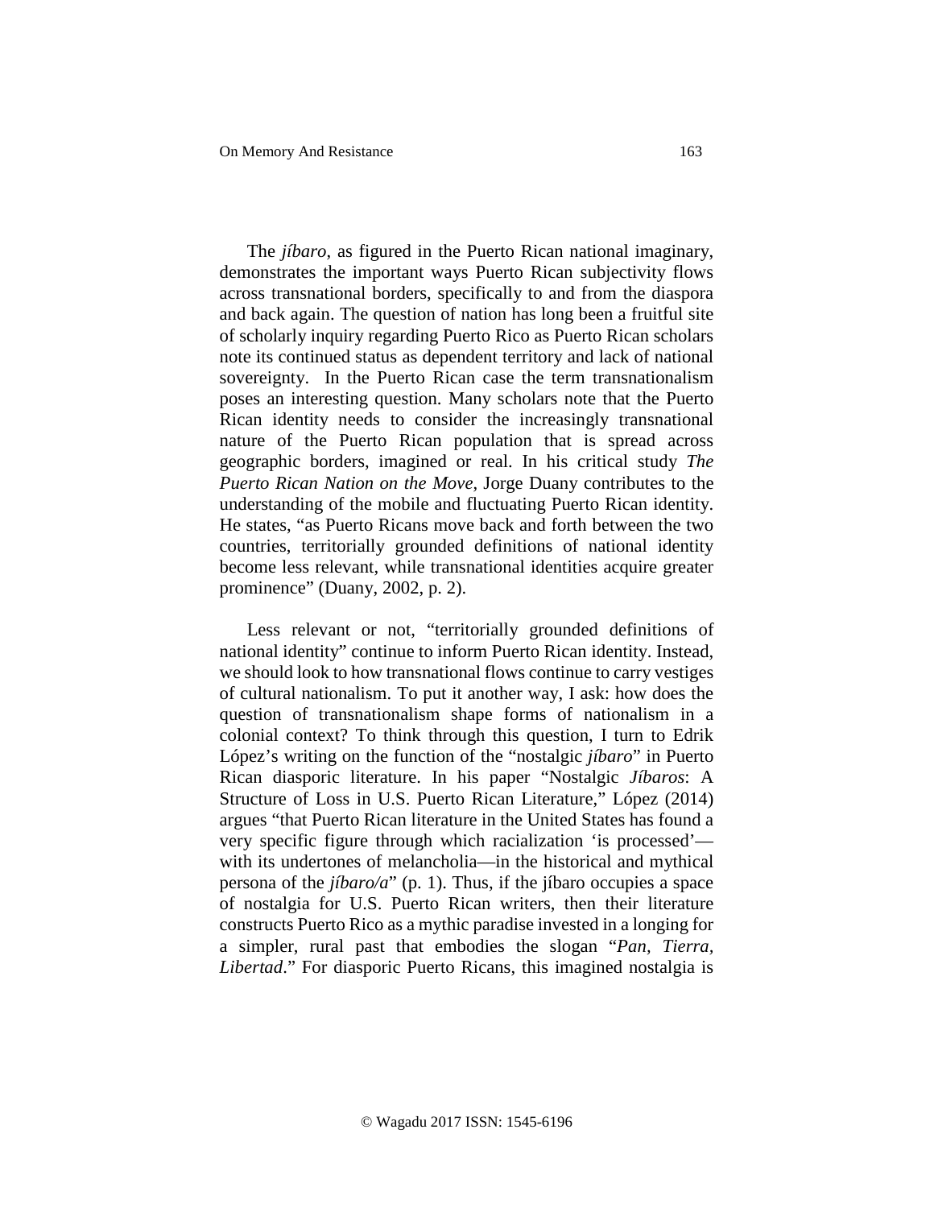The *jíbaro*, as figured in the Puerto Rican national imaginary, demonstrates the important ways Puerto Rican subjectivity flows across transnational borders, specifically to and from the diaspora and back again. The question of nation has long been a fruitful site of scholarly inquiry regarding Puerto Rico as Puerto Rican scholars note its continued status as dependent territory and lack of national sovereignty. In the Puerto Rican case the term transnationalism poses an interesting question. Many scholars note that the Puerto Rican identity needs to consider the increasingly transnational nature of the Puerto Rican population that is spread across geographic borders, imagined or real. In his critical study *The Puerto Rican Nation on the Move*, Jorge Duany contributes to the understanding of the mobile and fluctuating Puerto Rican identity. He states, "as Puerto Ricans move back and forth between the two countries, territorially grounded definitions of national identity become less relevant, while transnational identities acquire greater prominence" (Duany, 2002, p. 2).

Less relevant or not, "territorially grounded definitions of national identity" continue to inform Puerto Rican identity. Instead, we should look to how transnational flows continue to carry vestiges of cultural nationalism. To put it another way, I ask: how does the question of transnationalism shape forms of nationalism in a colonial context? To think through this question, I turn to Edrik López's writing on the function of the "nostalgic *jíbaro*" in Puerto Rican diasporic literature. In his paper "Nostalgic *Jíbaros*: A Structure of Loss in U.S. Puerto Rican Literature," López (2014) argues "that Puerto Rican literature in the United States has found a very specific figure through which racialization 'is processed'—with its undertones of melancholia—in the historical and mythical persona of the *jíbaro/a*" (p. 1). Thus, if the jíbaro occupies a space of nostalgia for U.S. Puerto Rican writers, then their literature constructs Puerto Rico as a mythic paradise invested in a longing for a simpler, rural past that embodies the slogan "*Pan, Tierra, Libertad*." For diasporic Puerto Ricans, this imagined nostalgia is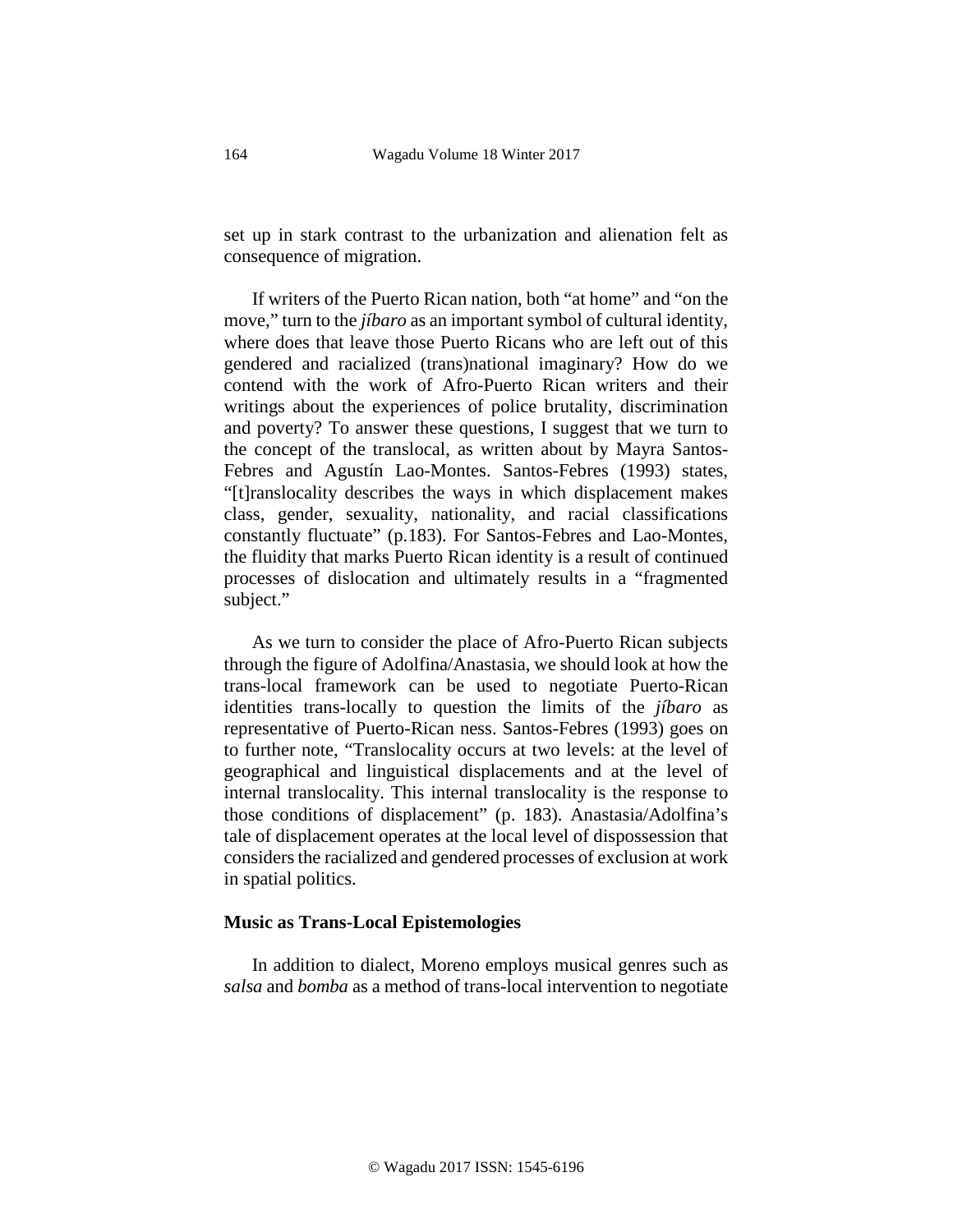set up in stark contrast to the urbanization and alienation felt as consequence of migration.

If writers of the Puerto Rican nation, both "at home" and "on the move," turn to the *jíbaro* as an important symbol of cultural identity, where does that leave those Puerto Ricans who are left out of this gendered and racialized (trans)national imaginary? How do we contend with the work of Afro-Puerto Rican writers and their writings about the experiences of police brutality, discrimination and poverty? To answer these questions, I suggest that we turn to the concept of the translocal, as written about by Mayra Santos-Febres and Agustín Lao-Montes. Santos-Febres (1993) states, "[t]ranslocality describes the ways in which displacement makes class, gender, sexuality, nationality, and racial classifications constantly fluctuate" (p.183). For Santos-Febres and Lao-Montes, the fluidity that marks Puerto Rican identity is a result of continued processes of dislocation and ultimately results in a "fragmented subject."

As we turn to consider the place of Afro-Puerto Rican subjects through the figure of Adolfina/Anastasia, we should look at how the trans-local framework can be used to negotiate Puerto-Rican identities trans-locally to question the limits of the *jíbaro* as representative of Puerto-Rican ness. Santos-Febres (1993) goes on to further note, "Translocality occurs at two levels: at the level of geographical and linguistical displacements and at the level of internal translocality. This internal translocality is the response to those conditions of displacement" (p. 183). Anastasia/Adolfina's tale of displacement operates at the local level of dispossession that considers the racialized and gendered processes of exclusion at work in spatial politics.

## Music as Trans-Local Epistemologies

In addition to dialect, Moreno employs musical genres such as *salsa* and *bomba* as a method of trans-local intervention to negotiate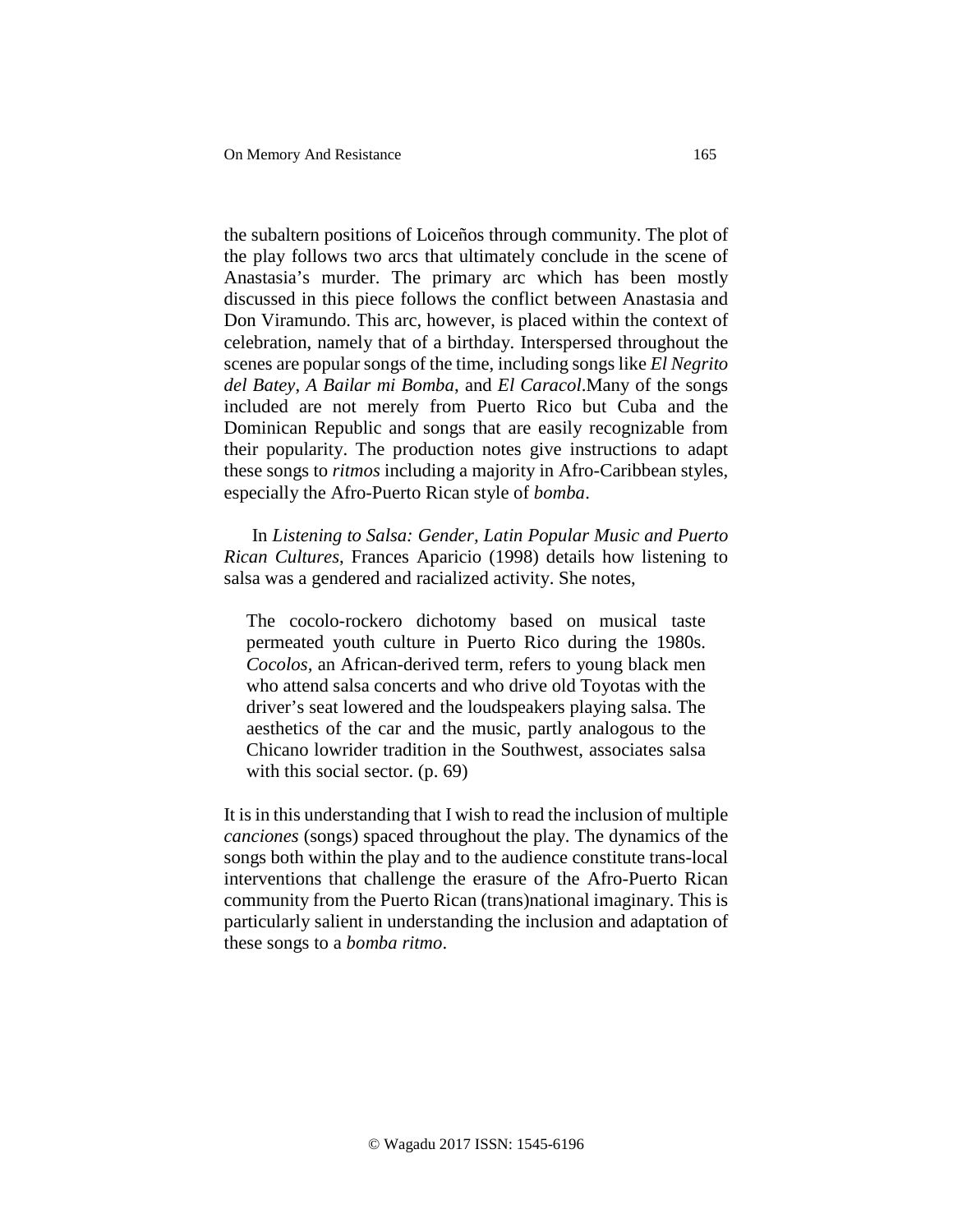the subaltern positions of Loiceños through community. The plot of the play follows two arcs that ultimately conclude in the scene of Anastasia's murder. The primary arc which has been mostly discussed in this piece follows the conflict between Anastasia and Don Viramundo. This arc, however, is placed within the context of celebration, namely that of a birthday. Interspersed throughout the scenes are popular songs of the time, including songs like *El Negrito del Batey*, *A Bailar mi Bomba*, and *El Caracol*.Many of the songs included are not merely from Puerto Rico but Cuba and the Dominican Republic and songs that are easily recognizable from their popularity. The production notes give instructions to adapt these songs to *ritmos* including a majority in Afro-Caribbean styles, especially the Afro-Puerto Rican style of *bomba*.

In *Listening to Salsa: Gender, Latin Popular Music and Puerto Rican Cultures*, Frances Aparicio (1998) details how listening to salsa was a gendered and racialized activity. She notes,

> The cocolo-rockero dichotomy based on musical taste permeated youth culture in Puerto Rico during the 1980s. *Cocolos*, an African-derived term, refers to young black men who attend salsa concerts and who drive old Toyotas with the driver's seat lowered and the loudspeakers playing salsa. The aesthetics of the car and the music, partly analogous to the Chicano lowrider tradition in the Southwest, associates salsa with this social sector. (p. 69)

It is in this understanding that I wish to read the inclusion of multiple *canciones* (songs) spaced throughout the play. The dynamics of the songs both within the play and to the audience constitute trans-local interventions that challenge the erasure of the Afro-Puerto Rican community from the Puerto Rican (trans)national imaginary. This is particularly salient in understanding the inclusion and adaptation of these songs to a *bomba ritmo*.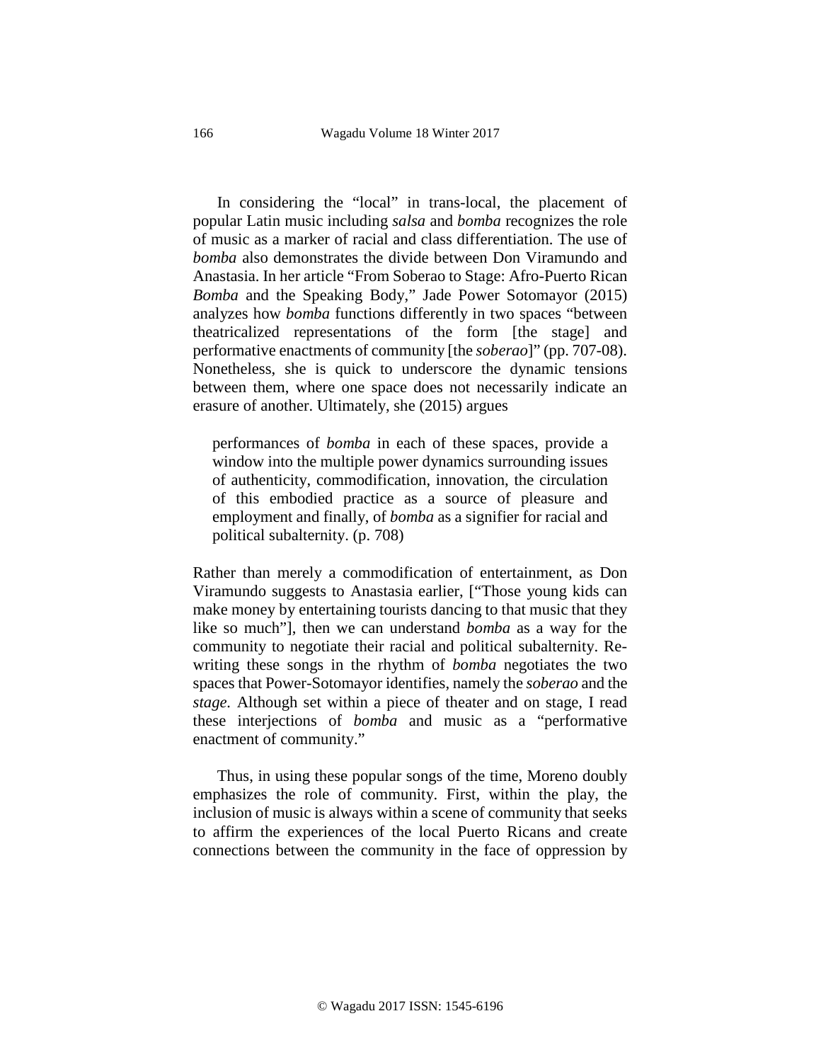In considering the "local" in trans-local, the placement of popular Latin music including *salsa* and *bomba* recognizes the role of music as a marker of racial and class differentiation. The use of *bomba* also demonstrates the divide between Don Viramundo and Anastasia. In her article "From Soberao to Stage: Afro-Puerto Rican *Bomba* and the Speaking Body," Jade Power Sotomayor (2015) analyzes how *bomba* functions differently in two spaces "between theatricalized representations of the form [the stage] and performative enactments of community [the *soberao*]" (pp. 707-08). Nonetheless, she is quick to underscore the dynamic tensions between them, where one space does not necessarily indicate an erasure of another. Ultimately, she (2015) argues

> performances of *bomba* in each of these spaces, provide a window into the multiple power dynamics surrounding issues of authenticity, commodification, innovation, the circulation of this embodied practice as a source of pleasure and employment and finally, of *bomba* as a signifier for racial and political subalternity. (p. 708)

Rather than merely a commodification of entertainment, as Don Viramundo suggests to Anastasia earlier, ["Those young kids can make money by entertaining tourists dancing to that music that they like so much"], then we can understand *bomba* as a way for the community to negotiate their racial and political subalternity. Re-writing these songs in the rhythm of *bomba* negotiates the two spaces that Power-Sotomayor identifies, namely the *soberao* and the *stage*. Although set within a piece of theater and on stage, I read these interjections of *bomba* and music as a "performative enactment of community."

Thus, in using these popular songs of the time, Moreno doubly emphasizes the role of community. First, within the play, the inclusion of music is always within a scene of community that seeks to affirm the experiences of the local Puerto Ricans and create connections between the community in the face of oppression by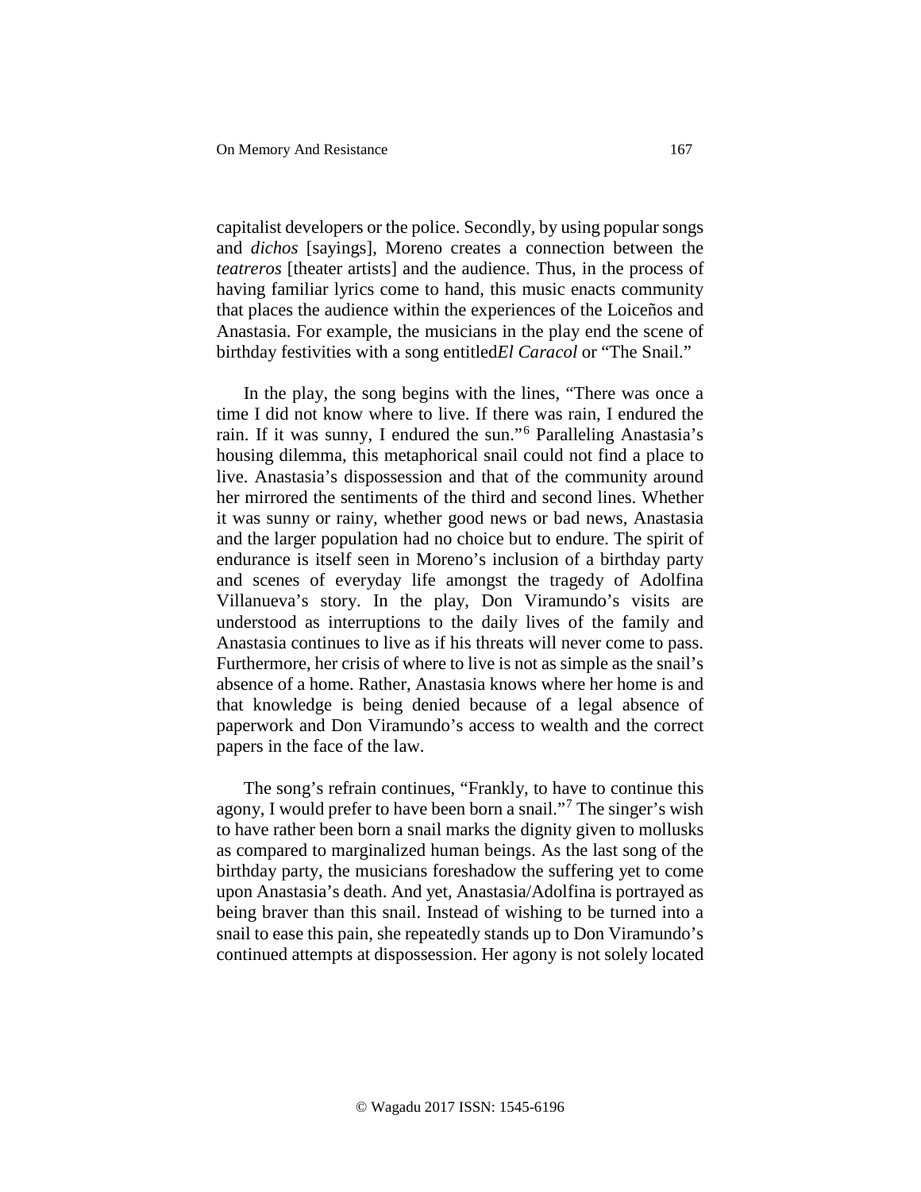capitalist developers or the police. Secondly, by using popular songs and *dichos* [sayings], Moreno creates a connection between the *teatreros* [theater artists] and the audience. Thus, in the process of having familiar lyrics come to hand, this music enacts community that places the audience within the experiences of the Loiceños and Anastasia. For example, the musicians in the play end the scene of birthday festivities with a song entitled *El Caracol* or "The Snail."

In the play, the song begins with the lines, "There was once a time I did not know where to live. If there was rain, I endured the rain. If it was sunny, I endured the sun."[6] Paralleling Anastasia's housing dilemma, this metaphorical snail could not find a place to live. Anastasia's dispossession and that of the community around her mirrored the sentiments of the third and second lines. Whether it was sunny or rainy, whether good news or bad news, Anastasia and the larger population had no choice but to endure. The spirit of endurance is itself seen in Moreno's inclusion of a birthday party and scenes of everyday life amongst the tragedy of Adolfina Villanueva's story. In the play, Don Viramundo's visits are understood as interruptions to the daily lives of the family and Anastasia continues to live as if his threats will never come to pass. Furthermore, her crisis of where to live is not as simple as the snail's absence of a home. Rather, Anastasia knows where her home is and that knowledge is being denied because of a legal absence of paperwork and Don Viramundo's access to wealth and the correct papers in the face of the law.

The song's refrain continues, "Frankly, to have to continue this agony, I would prefer to have been born a snail."[7] The singer's wish to have rather been born a snail marks the dignity given to mollusks as compared to marginalized human beings. As the last song of the birthday party, the musicians foreshadow the suffering yet to come upon Anastasia's death. And yet, Anastasia/Adolfina is portrayed as being braver than this snail. Instead of wishing to be turned into a snail to ease this pain, she repeatedly stands up to Don Viramundo's continued attempts at dispossession. Her agony is not solely located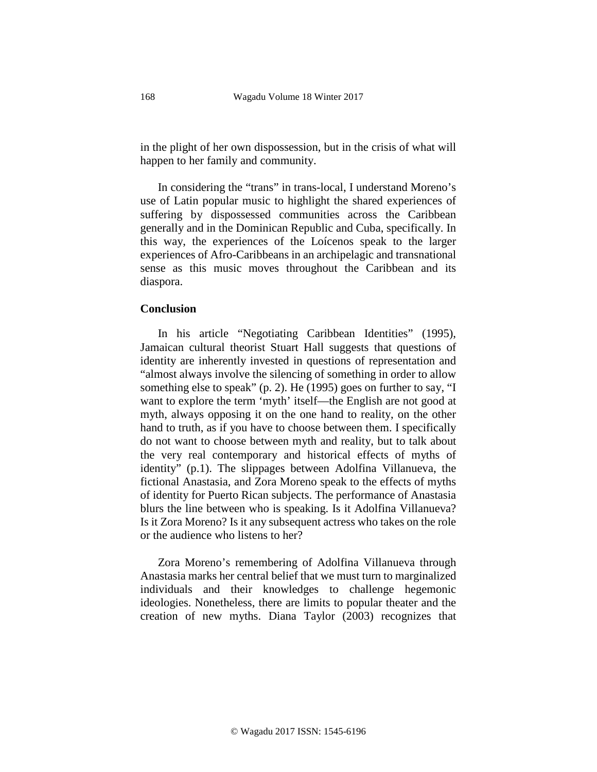in the plight of her own dispossession, but in the crisis of what will happen to her family and community.

In considering the "trans" in trans-local, I understand Moreno's use of Latin popular music to highlight the shared experiences of suffering by dispossessed communities across the Caribbean generally and in the Dominican Republic and Cuba, specifically. In this way, the experiences of the Loícenos speak to the larger experiences of Afro-Caribbeans in an archipelagic and transnational sense as this music moves throughout the Caribbean and its diaspora.

## Conclusion

In his article "Negotiating Caribbean Identities" (1995), Jamaican cultural theorist Stuart Hall suggests that questions of identity are inherently invested in questions of representation and "almost always involve the silencing of something in order to allow something else to speak" (p. 2). He (1995) goes on further to say, "I want to explore the term 'myth' itself—the English are not good at myth, always opposing it on the one hand to reality, on the other hand to truth, as if you have to choose between them. I specifically do not want to choose between myth and reality, but to talk about the very real contemporary and historical effects of myths of identity" (p.1). The slippages between Adolfina Villanueva, the fictional Anastasia, and Zora Moreno speak to the effects of myths of identity for Puerto Rican subjects. The performance of Anastasia blurs the line between who is speaking. Is it Adolfina Villanueva? Is it Zora Moreno? Is it any subsequent actress who takes on the role or the audience who listens to her?

Zora Moreno's remembering of Adolfina Villanueva through Anastasia marks her central belief that we must turn to marginalized individuals and their knowledges to challenge hegemonic ideologies. Nonetheless, there are limits to popular theater and the creation of new myths. Diana Taylor (2003) recognizes that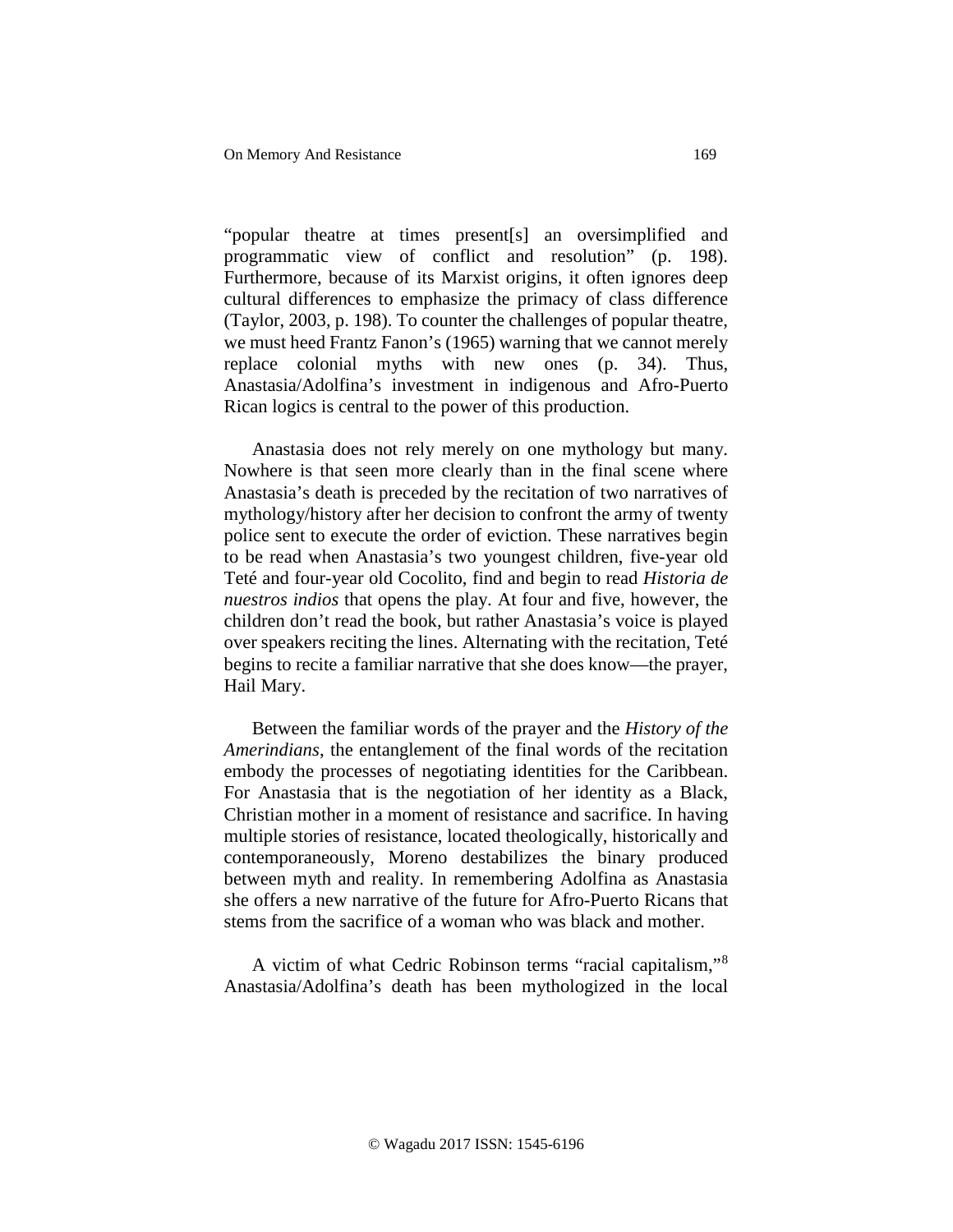"popular theatre at times present[s] an oversimplified and programmatic view of conflict and resolution" (p. 198). Furthermore, because of its Marxist origins, it often ignores deep cultural differences to emphasize the primacy of class difference (Taylor, 2003, p. 198). To counter the challenges of popular theatre, we must heed Frantz Fanon's (1965) warning that we cannot merely replace colonial myths with new ones (p. 34). Thus, Anastasia/Adolfina's investment in indigenous and Afro-Puerto Rican logics is central to the power of this production.

Anastasia does not rely merely on one mythology but many. Nowhere is that seen more clearly than in the final scene where Anastasia's death is preceded by the recitation of two narratives of mythology/history after her decision to confront the army of twenty police sent to execute the order of eviction. These narratives begin to be read when Anastasia's two youngest children, five-year old Teté and four-year old Cocolito, find and begin to read *Historia de nuestros indios* that opens the play. At four and five, however, the children don't read the book, but rather Anastasia's voice is played over speakers reciting the lines. Alternating with the recitation, Teté begins to recite a familiar narrative that she does know—the prayer, Hail Mary.

Between the familiar words of the prayer and the *History of the Amerindians*, the entanglement of the final words of the recitation embody the processes of negotiating identities for the Caribbean. For Anastasia that is the negotiation of her identity as a Black, Christian mother in a moment of resistance and sacrifice. In having multiple stories of resistance, located theologically, historically and contemporaneously, Moreno destabilizes the binary produced between myth and reality. In remembering Adolfina as Anastasia she offers a new narrative of the future for Afro-Puerto Ricans that stems from the sacrifice of a woman who was black and mother.

A victim of what Cedric Robinson terms "racial capitalism,"[8] Anastasia/Adolfina's death has been mythologized in the local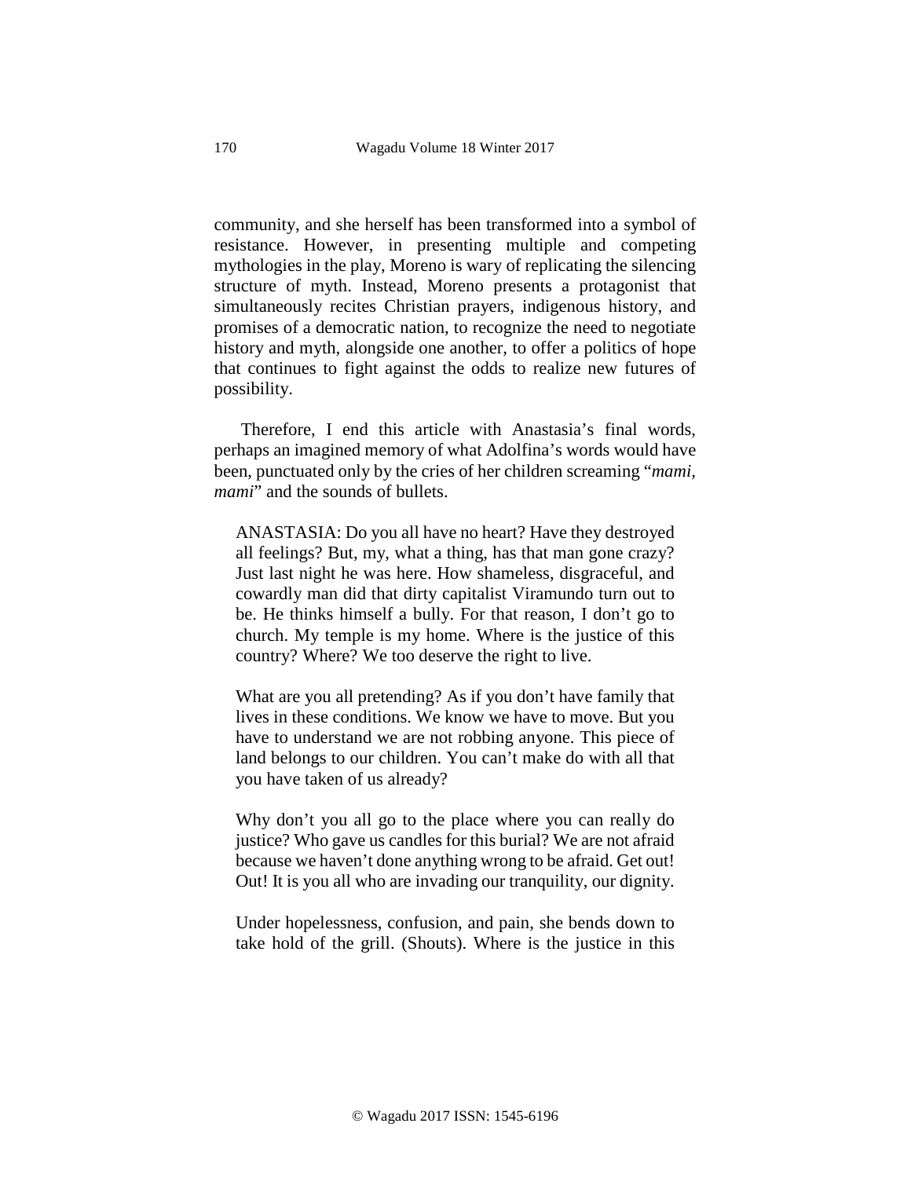community, and she herself has been transformed into a symbol of resistance. However, in presenting multiple and competing mythologies in the play, Moreno is wary of replicating the silencing structure of myth. Instead, Moreno presents a protagonist that simultaneously recites Christian prayers, indigenous history, and promises of a democratic nation, to recognize the need to negotiate history and myth, alongside one another, to offer a politics of hope that continues to fight against the odds to realize new futures of possibility.

Therefore, I end this article with Anastasia's final words, perhaps an imagined memory of what Adolfina's words would have been, punctuated only by the cries of her children screaming "*mami, mami*" and the sounds of bullets.

> ANASTASIA: Do you all have no heart? Have they destroyed all feelings? But, my, what a thing, has that man gone crazy? Just last night he was here. How shameless, disgraceful, and cowardly man did that dirty capitalist Viramundo turn out to be. He thinks himself a bully. For that reason, I don't go to church. My temple is my home. Where is the justice of this country? Where? We too deserve the right to live.
>
> What are you all pretending? As if you don't have family that lives in these conditions. We know we have to move. But you have to understand we are not robbing anyone. This piece of land belongs to our children. You can't make do with all that you have taken of us already?
>
> Why don't you all go to the place where you can really do justice? Who gave us candles for this burial? We are not afraid because we haven't done anything wrong to be afraid. Get out! Out! It is you all who are invading our tranquility, our dignity.
>
> Under hopelessness, confusion, and pain, she bends down to take hold of the grill. (Shouts). Where is the justice in this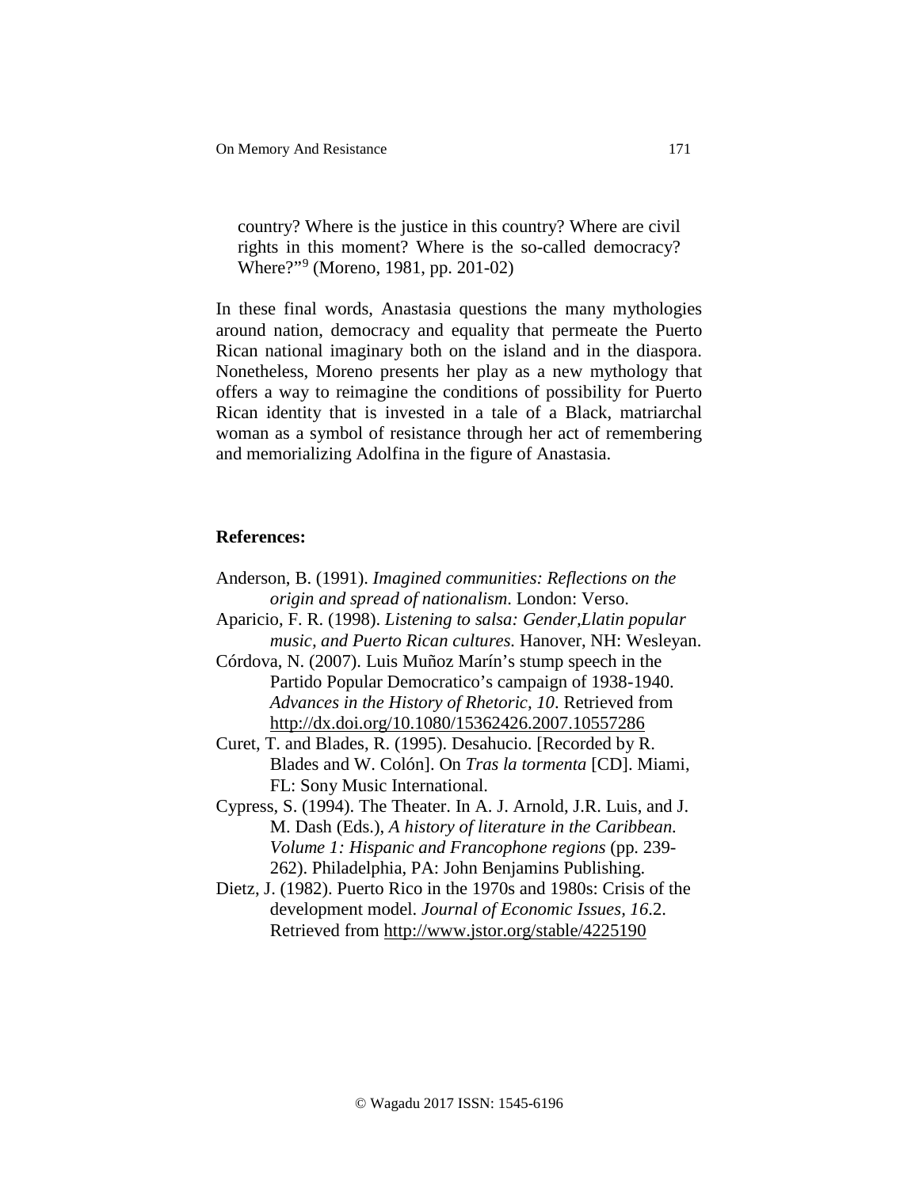country? Where is the justice in this country? Where are civil rights in this moment? Where is the so-called democracy? Where?"[9] (Moreno, 1981, pp. 201-02)

In these final words, Anastasia questions the many mythologies around nation, democracy and equality that permeate the Puerto Rican national imaginary both on the island and in the diaspora. Nonetheless, Moreno presents her play as a new mythology that offers a way to reimagine the conditions of possibility for Puerto Rican identity that is invested in a tale of a Black, matriarchal woman as a symbol of resistance through her act of remembering and memorializing Adolfina in the figure of Anastasia.

**References:**

Anderson, B. (1991). *Imagined communities: Reflections on the origin and spread of nationalism*. London: Verso.

Aparicio, F. R. (1998). *Listening to salsa: Gender,Llatin popular music, and Puerto Rican cultures.* Hanover, NH: Wesleyan.

Córdova, N. (2007). Luis Muñoz Marín's stump speech in the Partido Popular Democratico's campaign of 1938-1940. *Advances in the History of Rhetoric, 10*. Retrieved from http://dx.doi.org/10.1080/15362426.2007.10557286

Curet, T. and Blades, R. (1995). Desahucio. [Recorded by R. Blades and W. Colón]. On *Tras la tormenta* [CD]. Miami, FL: Sony Music International.

Cypress, S. (1994). The Theater. In A. J. Arnold, J.R. Luis, and J. M. Dash (Eds.), *A history of literature in the Caribbean. Volume 1: Hispanic and Francophone regions* (pp. 239-262). Philadelphia, PA: John Benjamins Publishing.

Dietz, J. (1982). Puerto Rico in the 1970s and 1980s: Crisis of the development model. *Journal of Economic Issues, 16*.2. Retrieved from http://www.jstor.org/stable/4225190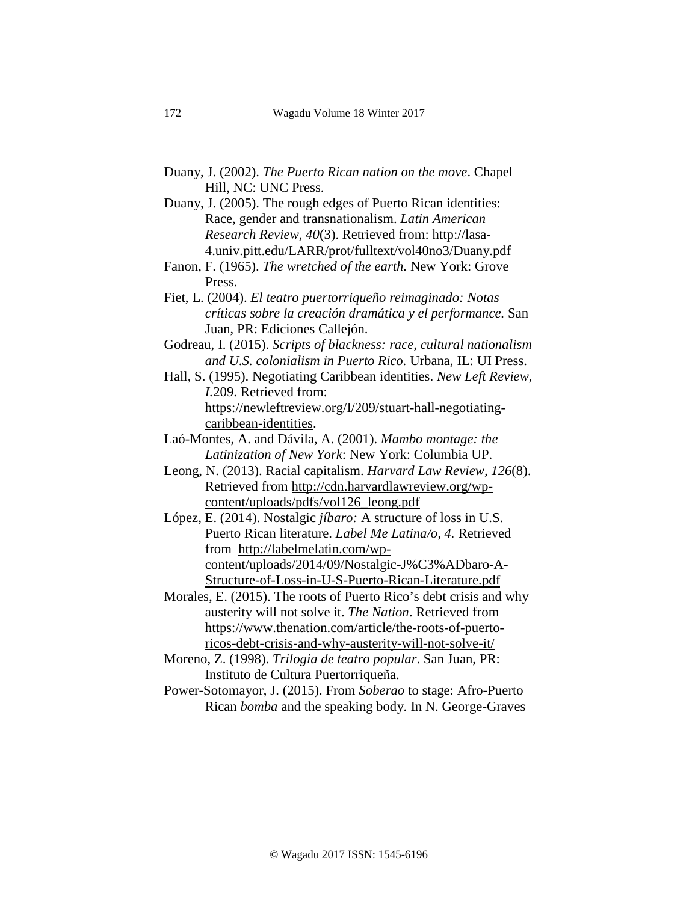Duany, J. (2002). *The Puerto Rican nation on the move*. Chapel Hill, NC: UNC Press.

Duany, J. (2005). The rough edges of Puerto Rican identities: Race, gender and transnationalism. *Latin American Research Review, 40*(3). Retrieved from: http://lasa-4.univ.pitt.edu/LARR/prot/fulltext/vol40no3/Duany.pdf

Fanon, F. (1965). *The wretched of the earth.* New York: Grove Press.

Fiet, L. (2004). *El teatro puertorriqueño reimaginado: Notas críticas sobre la creación dramática y el performance.* San Juan, PR: Ediciones Callejón.

Godreau, I. (2015). *Scripts of blackness: race, cultural nationalism and U.S. colonialism in Puerto Rico.* Urbana, IL: UI Press.

Hall, S. (1995). Negotiating Caribbean identities. *New Left Review, I.*209. Retrieved from: https://newleftreview.org/I/209/stuart-hall-negotiating-caribbean-identities.

Laó-Montes, A. and Dávila, A. (2001). *Mambo montage: the Latinization of New York*: New York: Columbia UP.

Leong, N. (2013). Racial capitalism. *Harvard Law Review, 126*(8). Retrieved from http://cdn.harvardlawreview.org/wp-content/uploads/pdfs/vol126_leong.pdf

López, E. (2014). Nostalgic *jíbaro:* A structure of loss in U.S. Puerto Rican literature. *Label Me Latina/o*, *4.* Retrieved from http://labelmelatin.com/wp-content/uploads/2014/09/Nostalgic-J%C3%ADbaro-A-Structure-of-Loss-in-U-S-Puerto-Rican-Literature.pdf

Morales, E. (2015). The roots of Puerto Rico's debt crisis and why austerity will not solve it. *The Nation*. Retrieved from https://www.thenation.com/article/the-roots-of-puerto-ricos-debt-crisis-and-why-austerity-will-not-solve-it/

Moreno, Z. (1998). *Trilogia de teatro popular*. San Juan, PR: Instituto de Cultura Puertorriqueña.

Power-Sotomayor, J. (2015). From *Soberao* to stage: Afro-Puerto Rican *bomba* and the speaking body. In N. George-Graves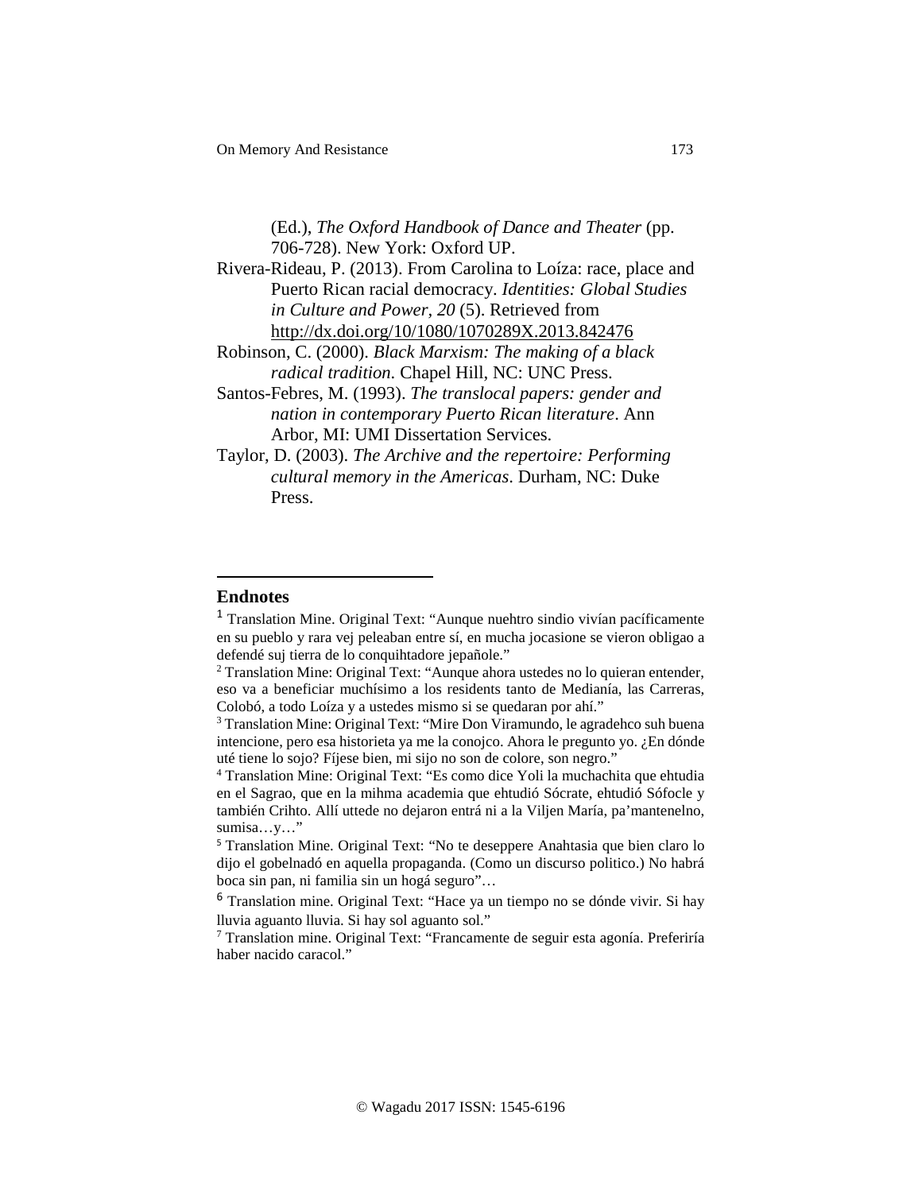(Ed.), *The Oxford Handbook of Dance and Theater* (pp. 706-728). New York: Oxford UP.

Rivera-Rideau, P. (2013). From Carolina to Loíza: race, place and Puerto Rican racial democracy. *Identities: Global Studies in Culture and Power, 20* (5). Retrieved from http://dx.doi.org/10/1080/1070289X.2013.842476

Robinson, C. (2000). *Black Marxism: The making of a black radical tradition.* Chapel Hill, NC: UNC Press.

Santos-Febres, M. (1993). *The translocal papers: gender and nation in contemporary Puerto Rican literature*. Ann Arbor, MI: UMI Dissertation Services.

Taylor, D. (2003). *The Archive and the repertoire: Performing cultural memory in the Americas*. Durham, NC: Duke Press.

## Endnotes

[1] Translation Mine. Original Text: "Aunque nuehtro sindio vivían pacíficamente en su pueblo y rara vej peleaban entre sí, en mucha jocasione se vieron obligao a defendé suj tierra de lo conquihtadore jepañole."

[2] Translation Mine: Original Text: "Aunque ahora ustedes no lo quieran entender, eso va a beneficiar muchísimo a los residents tanto de Medianía, las Carreras, Colobó, a todo Loíza y a ustedes mismo si se quedaran por ahí."

[3] Translation Mine: Original Text: "Mire Don Viramundo, le agradehco suh buena intencione, pero esa historieta ya me la conojco. Ahora le pregunto yo. ¿En dónde uté tiene lo sojo? Fíjese bien, mi sijo no son de colore, son negro."

[4] Translation Mine: Original Text: "Es como dice Yoli la muchachita que ehtudia en el Sagrao, que en la mihma academia que ehtudió Sócrate, ehtudió Sófocle y también Crihto. Allí uttede no dejaron entrá ni a la Viljen María, pa'mantenelno, sumisa…y…"

[5] Translation Mine. Original Text: "No te deseppere Anahtasia que bien claro lo dijo el gobelnadó en aquella propaganda. (Como un discurso politico.) No habrá boca sin pan, ni familia sin un hogá seguro"…

[6] Translation mine. Original Text: "Hace ya un tiempo no se dónde vivir. Si hay lluvia aguanto lluvia. Si hay sol aguanto sol."

[7] Translation mine. Original Text: "Francamente de seguir esta agonía. Preferiría haber nacido caracol."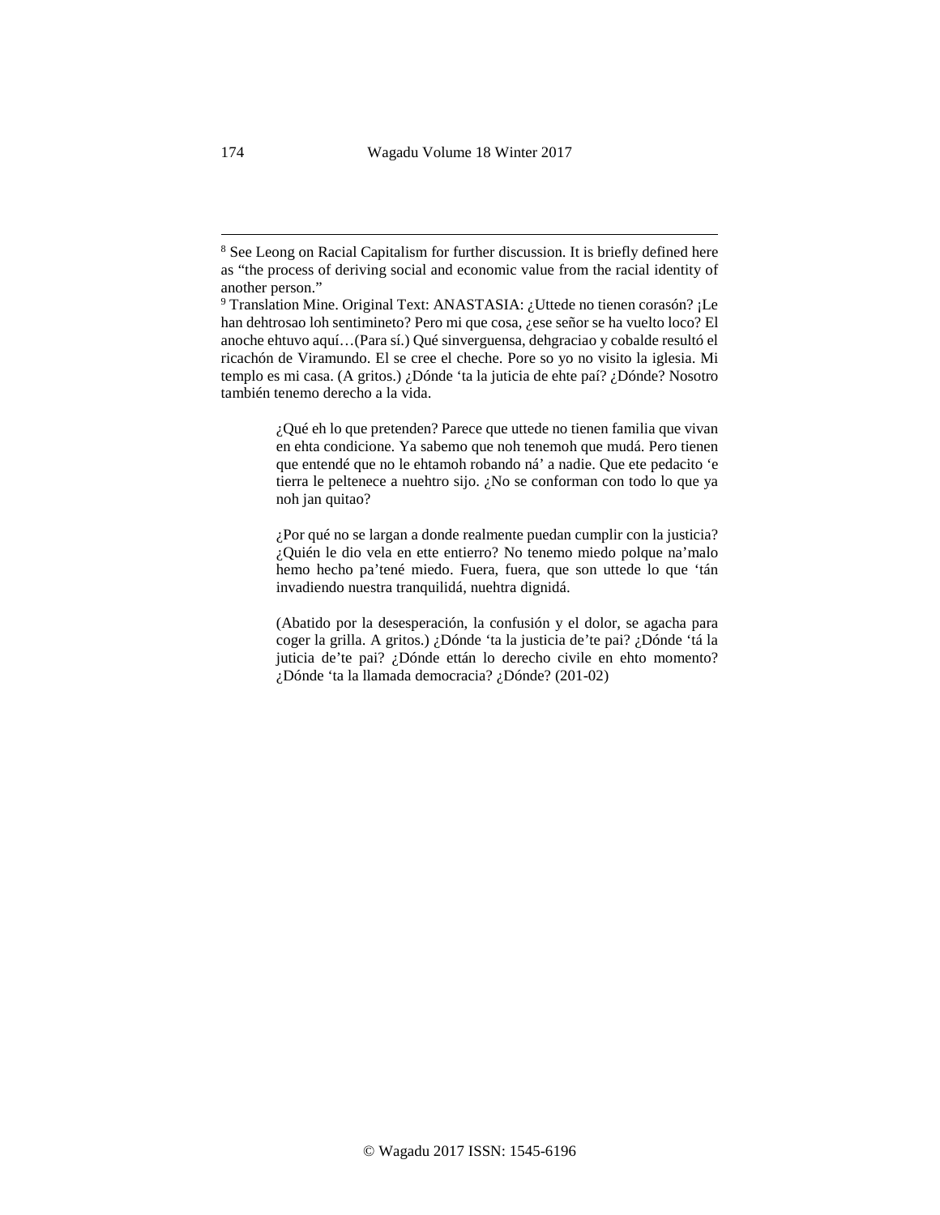---

[8] See Leong on Racial Capitalism for further discussion. It is briefly defined here as "the process of deriving social and economic value from the racial identity of another person."

[9] Translation Mine. Original Text: ANASTASIA: ¿Uttede no tienen corasón? ¡Le han dehtrosao loh sentimineto? Pero mi que cosa, ¿ese señor se ha vuelto loco? El anoche ehtuvo aquí…(Para sí.) Qué sinverguensa, dehgraciao y cobalde resultó el ricachón de Viramundo. El se cree el cheche. Pore so yo no visito la iglesia. Mi templo es mi casa. (A gritos.) ¿Dónde 'ta la juticia de ehte paí? ¿Dónde? Nosotro también tenemo derecho a la vida.

> ¿Qué eh lo que pretenden? Parece que uttede no tienen familia que vivan en ehta condicione. Ya sabemo que noh tenemoh que mudá. Pero tienen que entendé que no le ehtamoh robando ná' a nadie. Que ete pedacito 'e tierra le peltenece a nuehtro sijo. ¿No se conforman con todo lo que ya noh jan quitao?
>
> ¿Por qué no se largan a donde realmente puedan cumplir con la justicia? ¿Quién le dio vela en ette entierro? No tenemo miedo polque na'malo hemo hecho pa'tené miedo. Fuera, fuera, que son uttede lo que 'tán invadiendo nuestra tranquilidá, nuehtra dignidá.
>
> (Abatido por la desesperación, la confusión y el dolor, se agacha para coger la grilla. A gritos.) ¿Dónde 'ta la justicia de'te pai? ¿Dónde 'tá la juticia de'te pai? ¿Dónde ettán lo derecho civile en ehto momento? ¿Dónde 'ta la llamada democracia? ¿Dónde? (201-02)